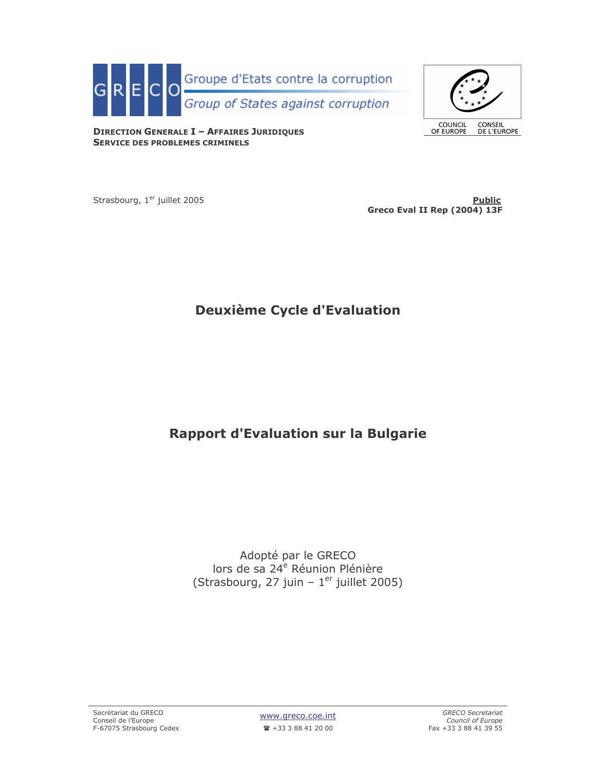Groupe d'Etats contre la corruption

*Group of States against corruption*

COUNCIL OF EUROPE CONSEIL DE L'EUROPE

**DIRECTION GENERALE I – AFFAIRES JURIDIQUES**
**SERVICE DES PROBLEMES CRIMINELS**

Strasbourg, 1er juillet 2005

**Public**
**Greco Eval II Rep (2004) 13F**

# Deuxième Cycle d'Evaluation

# Rapport d'Evaluation sur la Bulgarie

Adopté par le GRECO
lors de sa 24e Réunion Plénière
(Strasbourg, 27 juin – 1er juillet 2005)

Secrétariat du GRECO
Conseil de l'Europe
F-67075 Strasbourg Cedex

www.greco.coe.int
☎ +33 3 88 41 20 00

*GRECO Secretariat*
*Council of Europe*
Fax +33 3 88 41 39 55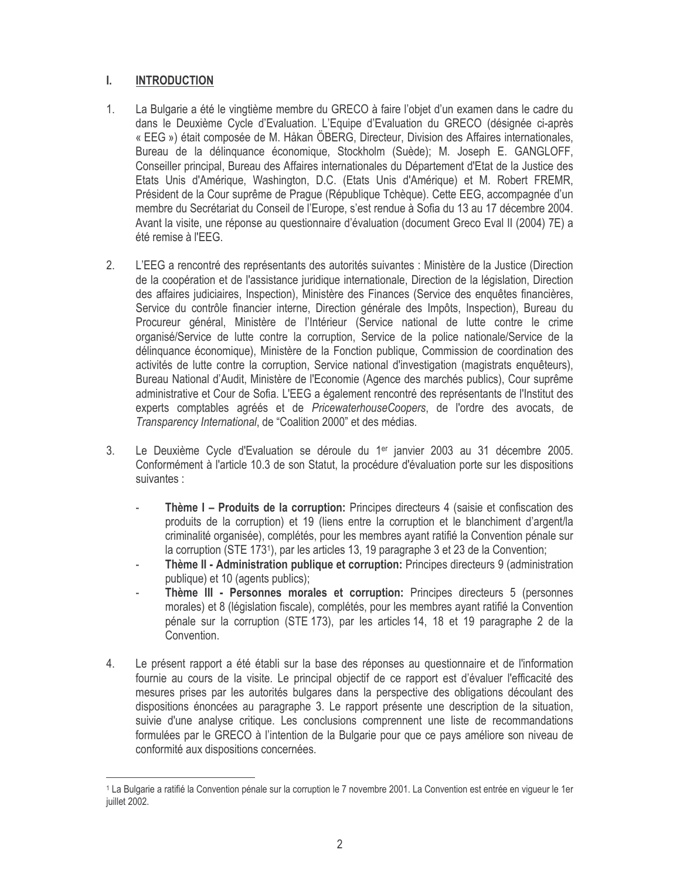## I. INTRODUCTION

1. La Bulgarie a été le vingtième membre du GRECO à faire l'objet d'un examen dans le cadre du dans le Deuxième Cycle d'Evaluation. L'Equipe d'Evaluation du GRECO (désignée ci-après « EEG ») était composée de M. Håkan ÖBERG, Directeur, Division des Affaires internationales, Bureau de la délinquance économique, Stockholm (Suède); M. Joseph E. GANGLOFF, Conseiller principal, Bureau des Affaires internationales du Département d'Etat de la Justice des Etats Unis d'Amérique, Washington, D.C. (Etats Unis d'Amérique) et M. Robert FREMR, Président de la Cour suprême de Prague (République Tchèque). Cette EEG, accompagnée d'un membre du Secrétariat du Conseil de l'Europe, s'est rendue à Sofia du 13 au 17 décembre 2004. Avant la visite, une réponse au questionnaire d'évaluation (document Greco Eval II (2004) 7E) a été remise à l'EEG.

2. L'EEG a rencontré des représentants des autorités suivantes : Ministère de la Justice (Direction de la coopération et de l'assistance juridique internationale, Direction de la législation, Direction des affaires judiciaires, Inspection), Ministère des Finances (Service des enquêtes financières, Service du contrôle financier interne, Direction générale des Impôts, Inspection), Bureau du Procureur général, Ministère de l'Intérieur (Service national de lutte contre le crime organisé/Service de lutte contre la corruption, Service de la police nationale/Service de la délinquance économique), Ministère de la Fonction publique, Commission de coordination des activités de lutte contre la corruption, Service national d'investigation (magistrats enquêteurs), Bureau National d'Audit, Ministère de l'Economie (Agence des marchés publics), Cour suprême administrative et Cour de Sofia. L'EEG a également rencontré des représentants de l'Institut des experts comptables agréés et de *PricewaterhouseCoopers*, de l'ordre des avocats, de *Transparency International*, de "Coalition 2000" et des médias.

3. Le Deuxième Cycle d'Evaluation se déroule du 1er janvier 2003 au 31 décembre 2005. Conformément à l'article 10.3 de son Statut, la procédure d'évaluation porte sur les dispositions suivantes :

   - **Thème I – Produits de la corruption:** Principes directeurs 4 (saisie et confiscation des produits de la corruption) et 19 (liens entre la corruption et le blanchiment d'argent/la criminalité organisée), complétés, pour les membres ayant ratifié la Convention pénale sur la corruption (STE 173[1]), par les articles 13, 19 paragraphe 3 et 23 de la Convention;
   - **Thème II - Administration publique et corruption:** Principes directeurs 9 (administration publique) et 10 (agents publics);
   - **Thème III - Personnes morales et corruption:** Principes directeurs 5 (personnes morales) et 8 (législation fiscale), complétés, pour les membres ayant ratifié la Convention pénale sur la corruption (STE 173), par les articles 14, 18 et 19 paragraphe 2 de la Convention.

4. Le présent rapport a été établi sur la base des réponses au questionnaire et de l'information fournie au cours de la visite. Le principal objectif de ce rapport est d'évaluer l'efficacité des mesures prises par les autorités bulgares dans la perspective des obligations découlant des dispositions énoncées au paragraphe 3. Le rapport présente une description de la situation, suivie d'une analyse critique. Les conclusions comprennent une liste de recommandations formulées par le GRECO à l'intention de la Bulgarie pour que ce pays améliore son niveau de conformité aux dispositions concernées.

---

[1] La Bulgarie a ratifié la Convention pénale sur la corruption le 7 novembre 2001. La Convention est entrée en vigueur le 1er juillet 2002.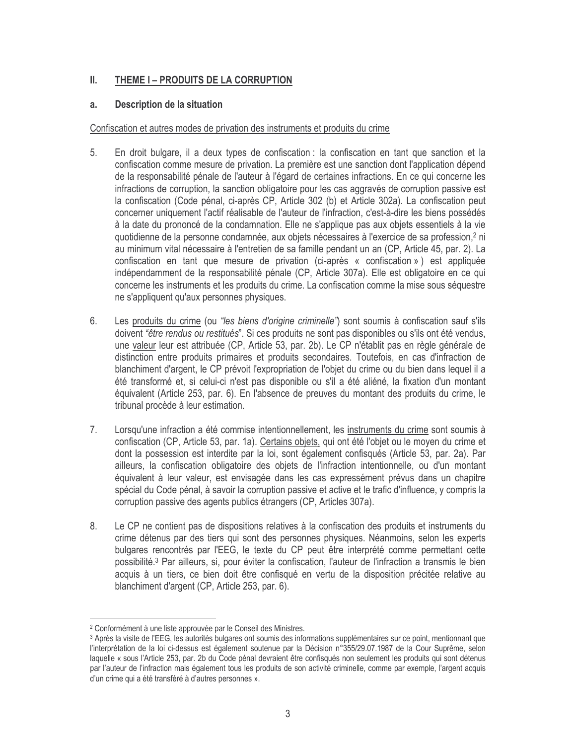## II. THEME I – PRODUITS DE LA CORRUPTION

### a. Description de la situation

Confiscation et autres modes de privation des instruments et produits du crime

5. En droit bulgare, il a deux types de confiscation : la confiscation en tant que sanction et la confiscation comme mesure de privation. La première est une sanction dont l'application dépend de la responsabilité pénale de l'auteur à l'égard de certaines infractions. En ce qui concerne les infractions de corruption, la sanction obligatoire pour les cas aggravés de corruption passive est la confiscation (Code pénal, ci-après CP, Article 302 (b) et Article 302a). La confiscation peut concerner uniquement l'actif réalisable de l'auteur de l'infraction, c'est-à-dire les biens possédés à la date du prononcé de la condamnation. Elle ne s'applique pas aux objets essentiels à la vie quotidienne de la personne condamnée, aux objets nécessaires à l'exercice de sa profession,[2] ni au minimum vital nécessaire à l'entretien de sa famille pendant un an (CP, Article 45, par. 2). La confiscation en tant que mesure de privation (ci-après « confiscation ») est appliquée indépendamment de la responsabilité pénale (CP, Article 307a). Elle est obligatoire en ce qui concerne les instruments et les produits du crime. La confiscation comme la mise sous séquestre ne s'appliquent qu'aux personnes physiques.

6. Les produits du crime (ou *"les biens d'origine criminelle"*) sont soumis à confiscation sauf s'ils doivent *"être rendus ou restitués*". Si ces produits ne sont pas disponibles ou s'ils ont été vendus, une valeur leur est attribuée (CP, Article 53, par. 2b). Le CP n'établit pas en règle générale de distinction entre produits primaires et produits secondaires. Toutefois, en cas d'infraction de blanchiment d'argent, le CP prévoit l'expropriation de l'objet du crime ou du bien dans lequel il a été transformé et, si celui-ci n'est pas disponible ou s'il a été aliéné, la fixation d'un montant équivalent (Article 253, par. 6). En l'absence de preuves du montant des produits du crime, le tribunal procède à leur estimation.

7. Lorsqu'une infraction a été commise intentionnellement, les instruments du crime sont soumis à confiscation (CP, Article 53, par. 1a). Certains objets, qui ont été l'objet ou le moyen du crime et dont la possession est interdite par la loi, sont également confisqués (Article 53, par. 2a). Par ailleurs, la confiscation obligatoire des objets de l'infraction intentionnelle, ou d'un montant équivalent à leur valeur, est envisagée dans les cas expressément prévus dans un chapitre spécial du Code pénal, à savoir la corruption passive et active et le trafic d'influence, y compris la corruption passive des agents publics étrangers (CP, Articles 307a).

8. Le CP ne contient pas de dispositions relatives à la confiscation des produits et instruments du crime détenus par des tiers qui sont des personnes physiques. Néanmoins, selon les experts bulgares rencontrés par l'EEG, le texte du CP peut être interprété comme permettant cette possibilité.[3] Par ailleurs, si, pour éviter la confiscation, l'auteur de l'infraction a transmis le bien acquis à un tiers, ce bien doit être confisqué en vertu de la disposition précitée relative au blanchiment d'argent (CP, Article 253, par. 6).

---

[2] Conformément à une liste approuvée par le Conseil des Ministres.

[3] Après la visite de l'EEG, les autorités bulgares ont soumis des informations supplémentaires sur ce point, mentionnant que l'interprétation de la loi ci-dessus est également soutenue par la Décision n°355/29.07.1987 de la Cour Suprême, selon laquelle « sous l'Article 253, par. 2b du Code pénal devraient être confisqués non seulement les produits qui sont détenus par l'auteur de l'infraction mais également tous les produits de son activité criminelle, comme par exemple, l'argent acquis d'un crime qui a été transféré à d'autres personnes ».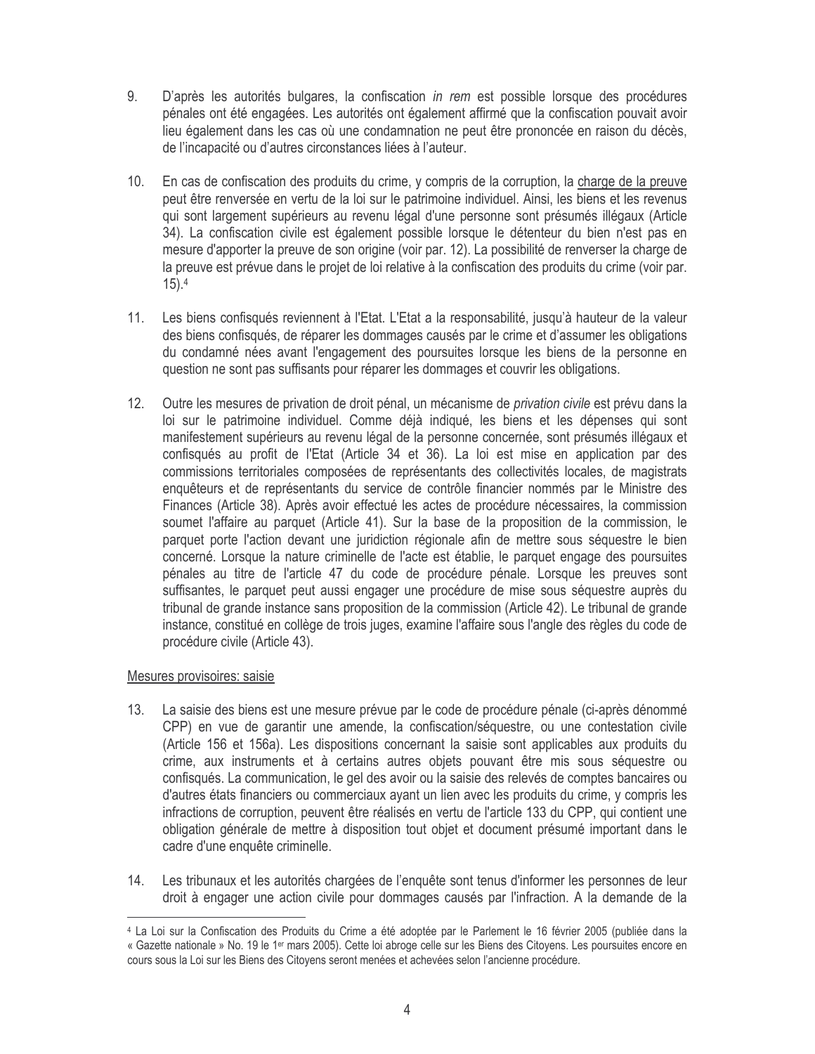9. D'après les autorités bulgares, la confiscation *in rem* est possible lorsque des procédures pénales ont été engagées. Les autorités ont également affirmé que la confiscation pouvait avoir lieu également dans les cas où une condamnation ne peut être prononcée en raison du décès, de l'incapacité ou d'autres circonstances liées à l'auteur.

10. En cas de confiscation des produits du crime, y compris de la corruption, la charge de la preuve peut être renversée en vertu de la loi sur le patrimoine individuel. Ainsi, les biens et les revenus qui sont largement supérieurs au revenu légal d'une personne sont présumés illégaux (Article 34). La confiscation civile est également possible lorsque le détenteur du bien n'est pas en mesure d'apporter la preuve de son origine (voir par. 12). La possibilité de renverser la charge de la preuve est prévue dans le projet de loi relative à la confiscation des produits du crime (voir par. 15).[4]

11. Les biens confisqués reviennent à l'Etat. L'Etat a la responsabilité, jusqu'à hauteur de la valeur des biens confisqués, de réparer les dommages causés par le crime et d'assumer les obligations du condamné nées avant l'engagement des poursuites lorsque les biens de la personne en question ne sont pas suffisants pour réparer les dommages et couvrir les obligations.

12. Outre les mesures de privation de droit pénal, un mécanisme de *privation civile* est prévu dans la loi sur le patrimoine individuel. Comme déjà indiqué, les biens et les dépenses qui sont manifestement supérieurs au revenu légal de la personne concernée, sont présumés illégaux et confisqués au profit de l'Etat (Article 34 et 36). La loi est mise en application par des commissions territoriales composées de représentants des collectivités locales, de magistrats enquêteurs et de représentants du service de contrôle financier nommés par le Ministre des Finances (Article 38). Après avoir effectué les actes de procédure nécessaires, la commission soumet l'affaire au parquet (Article 41). Sur la base de la proposition de la commission, le parquet porte l'action devant une juridiction régionale afin de mettre sous séquestre le bien concerné. Lorsque la nature criminelle de l'acte est établie, le parquet engage des poursuites pénales au titre de l'article 47 du code de procédure pénale. Lorsque les preuves sont suffisantes, le parquet peut aussi engager une procédure de mise sous séquestre auprès du tribunal de grande instance sans proposition de la commission (Article 42). Le tribunal de grande instance, constitué en collège de trois juges, examine l'affaire sous l'angle des règles du code de procédure civile (Article 43).

Mesures provisoires: saisie

13. La saisie des biens est une mesure prévue par le code de procédure pénale (ci-après dénommé CPP) en vue de garantir une amende, la confiscation/séquestre, ou une contestation civile (Article 156 et 156a). Les dispositions concernant la saisie sont applicables aux produits du crime, aux instruments et à certains autres objets pouvant être mis sous séquestre ou confisqués. La communication, le gel des avoir ou la saisie des relevés de comptes bancaires ou d'autres états financiers ou commerciaux ayant un lien avec les produits du crime, y compris les infractions de corruption, peuvent être réalisés en vertu de l'article 133 du CPP, qui contient une obligation générale de mettre à disposition tout objet et document présumé important dans le cadre d'une enquête criminelle.

14. Les tribunaux et les autorités chargées de l'enquête sont tenus d'informer les personnes de leur droit à engager une action civile pour dommages causés par l'infraction. A la demande de la

[4] La Loi sur la Confiscation des Produits du Crime a été adoptée par le Parlement le 16 février 2005 (publiée dans la « Gazette nationale » No. 19 le 1er mars 2005). Cette loi abroge celle sur les Biens des Citoyens. Les poursuites encore en cours sous la Loi sur les Biens des Citoyens seront menées et achevées selon l'ancienne procédure.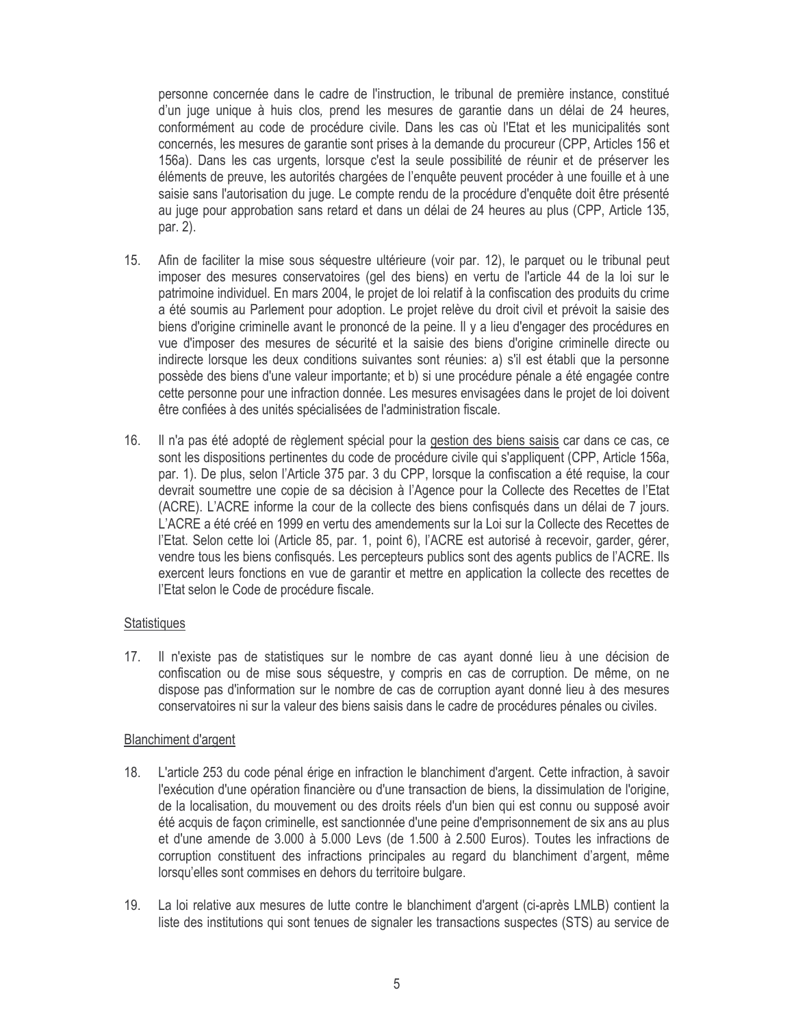personne concernée dans le cadre de l'instruction, le tribunal de première instance, constitué d'un juge unique à huis clos, prend les mesures de garantie dans un délai de 24 heures, conformément au code de procédure civile. Dans les cas où l'Etat et les municipalités sont concernés, les mesures de garantie sont prises à la demande du procureur (CPP, Articles 156 et 156a). Dans les cas urgents, lorsque c'est la seule possibilité de réunir et de préserver les éléments de preuve, les autorités chargées de l'enquête peuvent procéder à une fouille et à une saisie sans l'autorisation du juge. Le compte rendu de la procédure d'enquête doit être présenté au juge pour approbation sans retard et dans un délai de 24 heures au plus (CPP, Article 135, par. 2).

15. Afin de faciliter la mise sous séquestre ultérieure (voir par. 12), le parquet ou le tribunal peut imposer des mesures conservatoires (gel des biens) en vertu de l'article 44 de la loi sur le patrimoine individuel. En mars 2004, le projet de loi relatif à la confiscation des produits du crime a été soumis au Parlement pour adoption. Le projet relève du droit civil et prévoit la saisie des biens d'origine criminelle avant le prononcé de la peine. Il y a lieu d'engager des procédures en vue d'imposer des mesures de sécurité et la saisie des biens d'origine criminelle directe ou indirecte lorsque les deux conditions suivantes sont réunies: a) s'il est établi que la personne possède des biens d'une valeur importante; et b) si une procédure pénale a été engagée contre cette personne pour une infraction donnée. Les mesures envisagées dans le projet de loi doivent être confiées à des unités spécialisées de l'administration fiscale.

16. Il n'a pas été adopté de règlement spécial pour la gestion des biens saisis car dans ce cas, ce sont les dispositions pertinentes du code de procédure civile qui s'appliquent (CPP, Article 156a, par. 1). De plus, selon l'Article 375 par. 3 du CPP, lorsque la confiscation a été requise, la cour devrait soumettre une copie de sa décision à l'Agence pour la Collecte des Recettes de l'Etat (ACRE). L'ACRE informe la cour de la collecte des biens confisqués dans un délai de 7 jours. L'ACRE a été créé en 1999 en vertu des amendements sur la Loi sur la Collecte des Recettes de l'Etat. Selon cette loi (Article 85, par. 1, point 6), l'ACRE est autorisé à recevoir, garder, gérer, vendre tous les biens confisqués. Les percepteurs publics sont des agents publics de l'ACRE. Ils exercent leurs fonctions en vue de garantir et mettre en application la collecte des recettes de l'Etat selon le Code de procédure fiscale.

Statistiques

17. Il n'existe pas de statistiques sur le nombre de cas ayant donné lieu à une décision de confiscation ou de mise sous séquestre, y compris en cas de corruption. De même, on ne dispose pas d'information sur le nombre de cas de corruption ayant donné lieu à des mesures conservatoires ni sur la valeur des biens saisis dans le cadre de procédures pénales ou civiles.

Blanchiment d'argent

18. L'article 253 du code pénal érige en infraction le blanchiment d'argent. Cette infraction, à savoir l'exécution d'une opération financière ou d'une transaction de biens, la dissimulation de l'origine, de la localisation, du mouvement ou des droits réels d'un bien qui est connu ou supposé avoir été acquis de façon criminelle, est sanctionnée d'une peine d'emprisonnement de six ans au plus et d'une amende de 3.000 à 5.000 Levs (de 1.500 à 2.500 Euros). Toutes les infractions de corruption constituent des infractions principales au regard du blanchiment d'argent, même lorsqu'elles sont commises en dehors du territoire bulgare.

19. La loi relative aux mesures de lutte contre le blanchiment d'argent (ci-après LMLB) contient la liste des institutions qui sont tenues de signaler les transactions suspectes (STS) au service de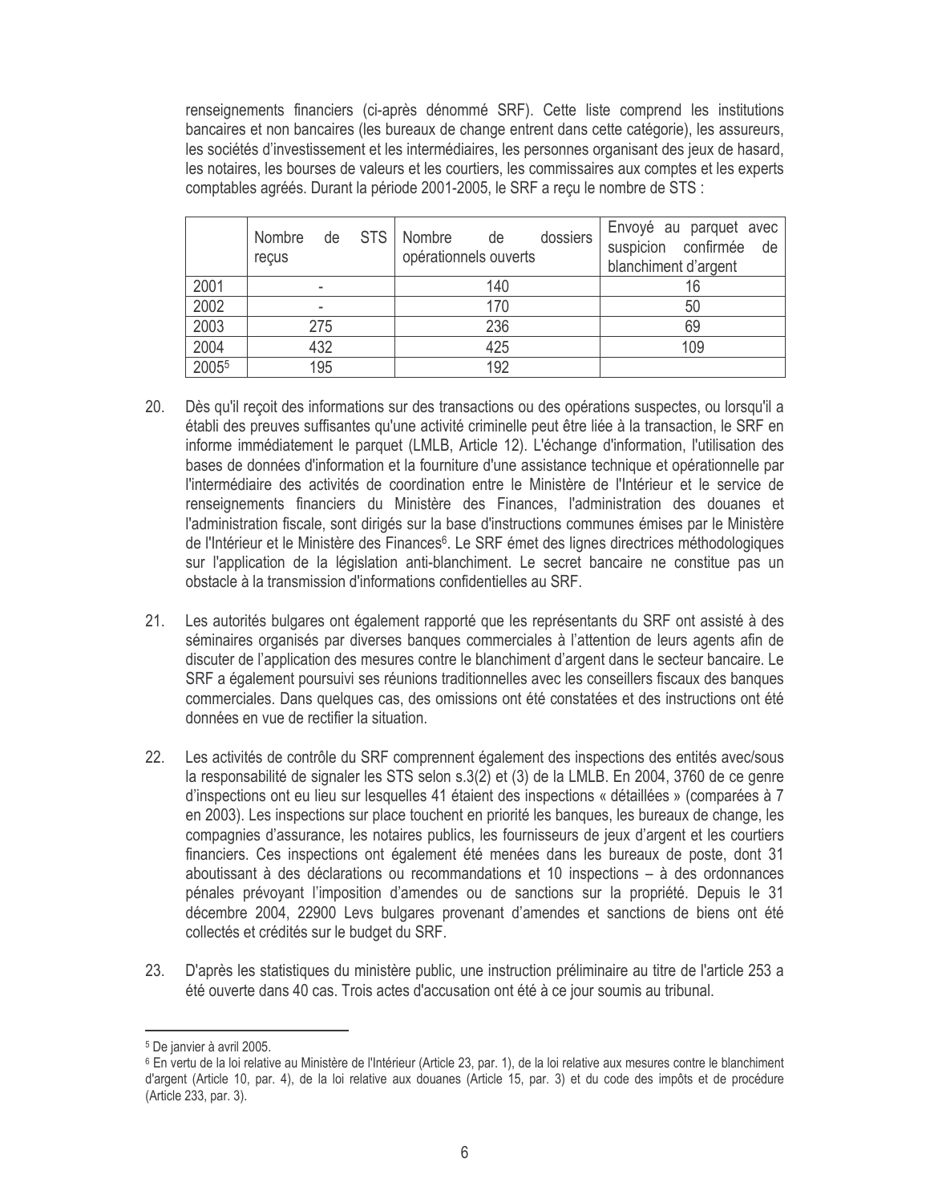renseignements financiers (ci-après dénommé SRF). Cette liste comprend les institutions bancaires et non bancaires (les bureaux de change entrent dans cette catégorie), les assureurs, les sociétés d'investissement et les intermédiaires, les personnes organisant des jeux de hasard, les notaires, les bourses de valeurs et les courtiers, les commissaires aux comptes et les experts comptables agréés. Durant la période 2001-2005, le SRF a reçu le nombre de STS :

| | Nombre de STS reçus | Nombre de dossiers opérationnels ouverts | Envoyé au parquet avec suspicion confirmée de blanchiment d'argent |
|---|---|---|---|
| 2001 | - | 140 | 16 |
| 2002 | - | 170 | 50 |
| 2003 | 275 | 236 | 69 |
| 2004 | 432 | 425 | 109 |
| 2005[5] | 195 | 192 | |

20. Dès qu'il reçoit des informations sur des transactions ou des opérations suspectes, ou lorsqu'il a établi des preuves suffisantes qu'une activité criminelle peut être liée à la transaction, le SRF en informe immédiatement le parquet (LMLB, Article 12). L'échange d'information, l'utilisation des bases de données d'information et la fourniture d'une assistance technique et opérationnelle par l'intermédiaire des activités de coordination entre le Ministère de l'Intérieur et le service de renseignements financiers du Ministère des Finances, l'administration des douanes et l'administration fiscale, sont dirigés sur la base d'instructions communes émises par le Ministère de l'Intérieur et le Ministère des Finances[6]. Le SRF émet des lignes directrices méthodologiques sur l'application de la législation anti-blanchiment. Le secret bancaire ne constitue pas un obstacle à la transmission d'informations confidentielles au SRF.

21. Les autorités bulgares ont également rapporté que les représentants du SRF ont assisté à des séminaires organisés par diverses banques commerciales à l'attention de leurs agents afin de discuter de l'application des mesures contre le blanchiment d'argent dans le secteur bancaire. Le SRF a également poursuivi ses réunions traditionnelles avec les conseillers fiscaux des banques commerciales. Dans quelques cas, des omissions ont été constatées et des instructions ont été données en vue de rectifier la situation.

22. Les activités de contrôle du SRF comprennent également des inspections des entités avec/sous la responsabilité de signaler les STS selon s.3(2) et (3) de la LMLB. En 2004, 3760 de ce genre d'inspections ont eu lieu sur lesquelles 41 étaient des inspections « détaillées » (comparées à 7 en 2003). Les inspections sur place touchent en priorité les banques, les bureaux de change, les compagnies d'assurance, les notaires publics, les fournisseurs de jeux d'argent et les courtiers financiers. Ces inspections ont également été menées dans les bureaux de poste, dont 31 aboutissant à des déclarations ou recommandations et 10 inspections – à des ordonnances pénales prévoyant l'imposition d'amendes ou de sanctions sur la propriété. Depuis le 31 décembre 2004, 22900 Levs bulgares provenant d'amendes et sanctions de biens ont été collectés et crédités sur le budget du SRF.

23. D'après les statistiques du ministère public, une instruction préliminaire au titre de l'article 253 a été ouverte dans 40 cas. Trois actes d'accusation ont été à ce jour soumis au tribunal.

---

[5] De janvier à avril 2005.

[6] En vertu de la loi relative au Ministère de l'Intérieur (Article 23, par. 1), de la loi relative aux mesures contre le blanchiment d'argent (Article 10, par. 4), de la loi relative aux douanes (Article 15, par. 3) et du code des impôts et de procédure (Article 233, par. 3).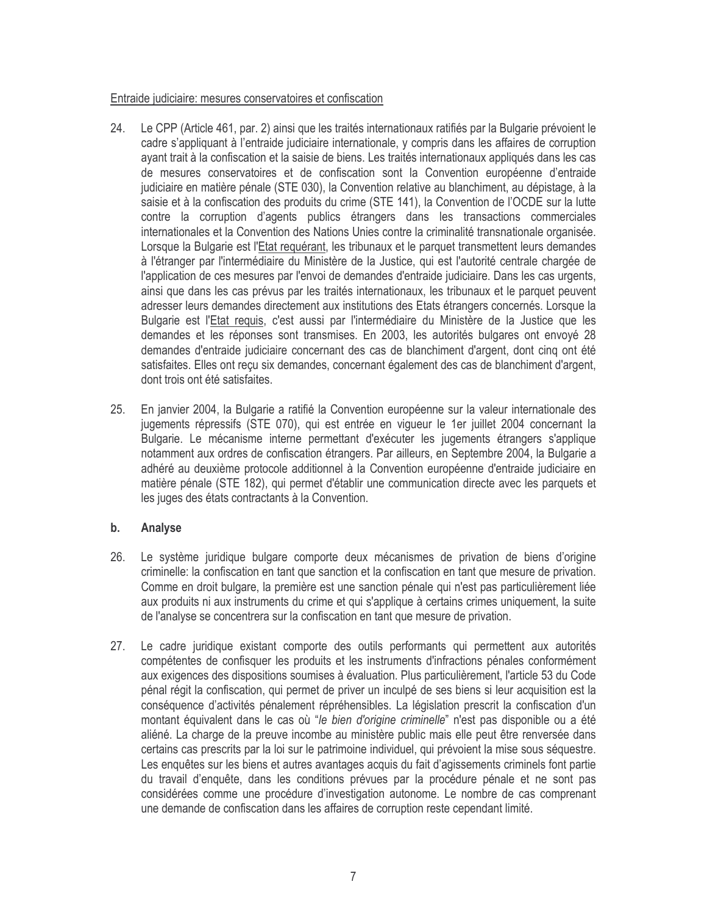Entraide judiciaire: mesures conservatoires et confiscation

24. Le CPP (Article 461, par. 2) ainsi que les traités internationaux ratifiés par la Bulgarie prévoient le cadre s'appliquant à l'entraide judiciaire internationale, y compris dans les affaires de corruption ayant trait à la confiscation et la saisie de biens. Les traités internationaux appliqués dans les cas de mesures conservatoires et de confiscation sont la Convention européenne d'entraide judiciaire en matière pénale (STE 030), la Convention relative au blanchiment, au dépistage, à la saisie et à la confiscation des produits du crime (STE 141), la Convention de l'OCDE sur la lutte contre la corruption d'agents publics étrangers dans les transactions commerciales internationales et la Convention des Nations Unies contre la criminalité transnationale organisée. Lorsque la Bulgarie est l'Etat requérant, les tribunaux et le parquet transmettent leurs demandes à l'étranger par l'intermédiaire du Ministère de la Justice, qui est l'autorité centrale chargée de l'application de ces mesures par l'envoi de demandes d'entraide judiciaire. Dans les cas urgents, ainsi que dans les cas prévus par les traités internationaux, les tribunaux et le parquet peuvent adresser leurs demandes directement aux institutions des Etats étrangers concernés. Lorsque la Bulgarie est l'Etat requis, c'est aussi par l'intermédiaire du Ministère de la Justice que les demandes et les réponses sont transmises. En 2003, les autorités bulgares ont envoyé 28 demandes d'entraide judiciaire concernant des cas de blanchiment d'argent, dont cinq ont été satisfaites. Elles ont reçu six demandes, concernant également des cas de blanchiment d'argent, dont trois ont été satisfaites.

25. En janvier 2004, la Bulgarie a ratifié la Convention européenne sur la valeur internationale des jugements répressifs (STE 070), qui est entrée en vigueur le 1er juillet 2004 concernant la Bulgarie. Le mécanisme interne permettant d'exécuter les jugements étrangers s'applique notamment aux ordres de confiscation étrangers. Par ailleurs, en Septembre 2004, la Bulgarie a adhéré au deuxième protocole additionnel à la Convention européenne d'entraide judiciaire en matière pénale (STE 182), qui permet d'établir une communication directe avec les parquets et les juges des états contractants à la Convention.

## b. Analyse

26. Le système juridique bulgare comporte deux mécanismes de privation de biens d'origine criminelle: la confiscation en tant que sanction et la confiscation en tant que mesure de privation. Comme en droit bulgare, la première est une sanction pénale qui n'est pas particulièrement liée aux produits ni aux instruments du crime et qui s'applique à certains crimes uniquement, la suite de l'analyse se concentrera sur la confiscation en tant que mesure de privation.

27. Le cadre juridique existant comporte des outils performants qui permettent aux autorités compétentes de confisquer les produits et les instruments d'infractions pénales conformément aux exigences des dispositions soumises à évaluation. Plus particulièrement, l'article 53 du Code pénal régit la confiscation, qui permet de priver un inculpé de ses biens si leur acquisition est la conséquence d'activités pénalement répréhensibles. La législation prescrit la confiscation d'un montant équivalent dans le cas où "*le bien d'origine criminelle*" n'est pas disponible ou a été aliéné. La charge de la preuve incombe au ministère public mais elle peut être renversée dans certains cas prescrits par la loi sur le patrimoine individuel, qui prévoient la mise sous séquestre. Les enquêtes sur les biens et autres avantages acquis du fait d'agissements criminels font partie du travail d'enquête, dans les conditions prévues par la procédure pénale et ne sont pas considérées comme une procédure d'investigation autonome. Le nombre de cas comprenant une demande de confiscation dans les affaires de corruption reste cependant limité.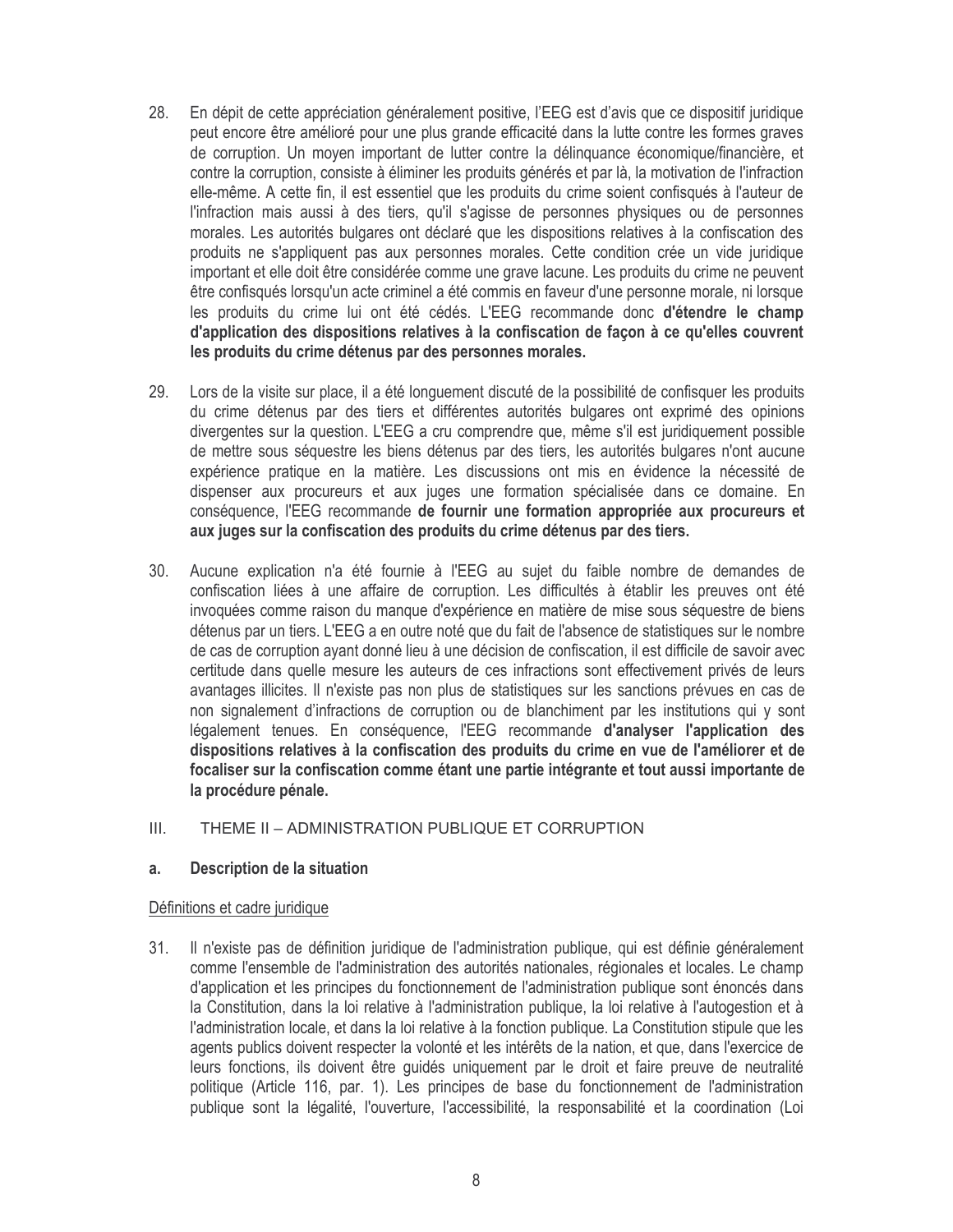28. En dépit de cette appréciation généralement positive, l'EEG est d'avis que ce dispositif juridique peut encore être amélioré pour une plus grande efficacité dans la lutte contre les formes graves de corruption. Un moyen important de lutter contre la délinquance économique/financière, et contre la corruption, consiste à éliminer les produits générés et par là, la motivation de l'infraction elle-même. A cette fin, il est essentiel que les produits du crime soient confisqués à l'auteur de l'infraction mais aussi à des tiers, qu'il s'agisse de personnes physiques ou de personnes morales. Les autorités bulgares ont déclaré que les dispositions relatives à la confiscation des produits ne s'appliquent pas aux personnes morales. Cette condition crée un vide juridique important et elle doit être considérée comme une grave lacune. Les produits du crime ne peuvent être confisqués lorsqu'un acte criminel a été commis en faveur d'une personne morale, ni lorsque les produits du crime lui ont été cédés. L'EEG recommande donc **d'étendre le champ d'application des dispositions relatives à la confiscation de façon à ce qu'elles couvrent les produits du crime détenus par des personnes morales.**

29. Lors de la visite sur place, il a été longuement discuté de la possibilité de confisquer les produits du crime détenus par des tiers et différentes autorités bulgares ont exprimé des opinions divergentes sur la question. L'EEG a cru comprendre que, même s'il est juridiquement possible de mettre sous séquestre les biens détenus par des tiers, les autorités bulgares n'ont aucune expérience pratique en la matière. Les discussions ont mis en évidence la nécessité de dispenser aux procureurs et aux juges une formation spécialisée dans ce domaine. En conséquence, l'EEG recommande **de fournir une formation appropriée aux procureurs et aux juges sur la confiscation des produits du crime détenus par des tiers.**

30. Aucune explication n'a été fournie à l'EEG au sujet du faible nombre de demandes de confiscation liées à une affaire de corruption. Les difficultés à établir les preuves ont été invoquées comme raison du manque d'expérience en matière de mise sous séquestre de biens détenus par un tiers. L'EEG a en outre noté que du fait de l'absence de statistiques sur le nombre de cas de corruption ayant donné lieu à une décision de confiscation, il est difficile de savoir avec certitude dans quelle mesure les auteurs de ces infractions sont effectivement privés de leurs avantages illicites. Il n'existe pas non plus de statistiques sur les sanctions prévues en cas de non signalement d'infractions de corruption ou de blanchiment par les institutions qui y sont légalement tenues. En conséquence, l'EEG recommande **d'analyser l'application des dispositions relatives à la confiscation des produits du crime en vue de l'améliorer et de focaliser sur la confiscation comme étant une partie intégrante et tout aussi importante de la procédure pénale.**

## III. THEME II – ADMINISTRATION PUBLIQUE ET CORRUPTION

### a. Description de la situation

Définitions et cadre juridique

31. Il n'existe pas de définition juridique de l'administration publique, qui est définie généralement comme l'ensemble de l'administration des autorités nationales, régionales et locales. Le champ d'application et les principes du fonctionnement de l'administration publique sont énoncés dans la Constitution, dans la loi relative à l'administration publique, la loi relative à l'autogestion et à l'administration locale, et dans la loi relative à la fonction publique. La Constitution stipule que les agents publics doivent respecter la volonté et les intérêts de la nation, et que, dans l'exercice de leurs fonctions, ils doivent être guidés uniquement par le droit et faire preuve de neutralité politique (Article 116, par. 1). Les principes de base du fonctionnement de l'administration publique sont la légalité, l'ouverture, l'accessibilité, la responsabilité et la coordination (Loi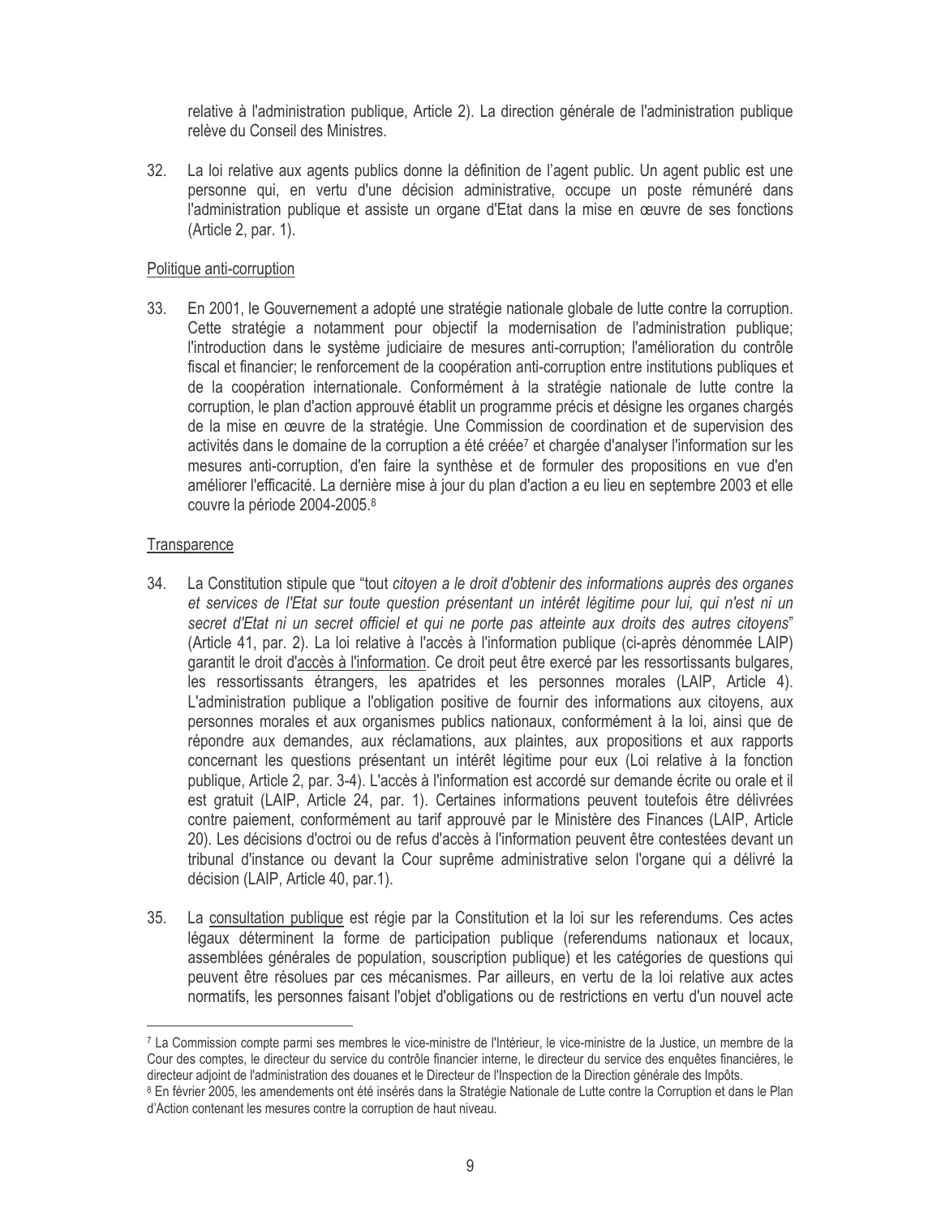relative à l'administration publique, Article 2). La direction générale de l'administration publique relève du Conseil des Ministres.

32. La loi relative aux agents publics donne la définition de l'agent public. Un agent public est une personne qui, en vertu d'une décision administrative, occupe un poste rémunéré dans l'administration publique et assiste un organe d'Etat dans la mise en œuvre de ses fonctions (Article 2, par. 1).

Politique anti-corruption

33. En 2001, le Gouvernement a adopté une stratégie nationale globale de lutte contre la corruption. Cette stratégie a notamment pour objectif la modernisation de l'administration publique; l'introduction dans le système judiciaire de mesures anti-corruption; l'amélioration du contrôle fiscal et financier; le renforcement de la coopération anti-corruption entre institutions publiques et de la coopération internationale. Conformément à la stratégie nationale de lutte contre la corruption, le plan d'action approuvé établit un programme précis et désigne les organes chargés de la mise en œuvre de la stratégie. Une Commission de coordination et de supervision des activités dans le domaine de la corruption a été créée[7] et chargée d'analyser l'information sur les mesures anti-corruption, d'en faire la synthèse et de formuler des propositions en vue d'en améliorer l'efficacité. La dernière mise à jour du plan d'action a eu lieu en septembre 2003 et elle couvre la période 2004-2005.[8]

Transparence

34. La Constitution stipule que "tout *citoyen a le droit d'obtenir des informations auprès des organes et services de l'Etat sur toute question présentant un intérêt légitime pour lui, qui n'est ni un secret d'Etat ni un secret officiel et qui ne porte pas atteinte aux droits des autres citoyens*" (Article 41, par. 2). La loi relative à l'accès à l'information publique (ci-après dénommée LAIP) garantit le droit d'accès à l'information. Ce droit peut être exercé par les ressortissants bulgares, les ressortissants étrangers, les apatrides et les personnes morales (LAIP, Article 4). L'administration publique a l'obligation positive de fournir des informations aux citoyens, aux personnes morales et aux organismes publics nationaux, conformément à la loi, ainsi que de répondre aux demandes, aux réclamations, aux plaintes, aux propositions et aux rapports concernant les questions présentant un intérêt légitime pour eux (Loi relative à la fonction publique, Article 2, par. 3-4). L'accès à l'information est accordé sur demande écrite ou orale et il est gratuit (LAIP, Article 24, par. 1). Certaines informations peuvent toutefois être délivrées contre paiement, conformément au tarif approuvé par le Ministère des Finances (LAIP, Article 20). Les décisions d'octroi ou de refus d'accès à l'information peuvent être contestées devant un tribunal d'instance ou devant la Cour suprême administrative selon l'organe qui a délivré la décision (LAIP, Article 40, par.1).

35. La consultation publique est régie par la Constitution et la loi sur les referendums. Ces actes légaux déterminent la forme de participation publique (referendums nationaux et locaux, assemblées générales de population, souscription publique) et les catégories de questions qui peuvent être résolues par ces mécanismes. Par ailleurs, en vertu de la loi relative aux actes normatifs, les personnes faisant l'objet d'obligations ou de restrictions en vertu d'un nouvel acte

---

[7] La Commission compte parmi ses membres le vice-ministre de l'Intérieur, le vice-ministre de la Justice, un membre de la Cour des comptes, le directeur du service du contrôle financier interne, le directeur du service des enquêtes financières, le directeur adjoint de l'administration des douanes et le Directeur de l'Inspection de la Direction générale des Impôts.

[8] En février 2005, les amendements ont été insérés dans la Stratégie Nationale de Lutte contre la Corruption et dans le Plan d'Action contenant les mesures contre la corruption de haut niveau.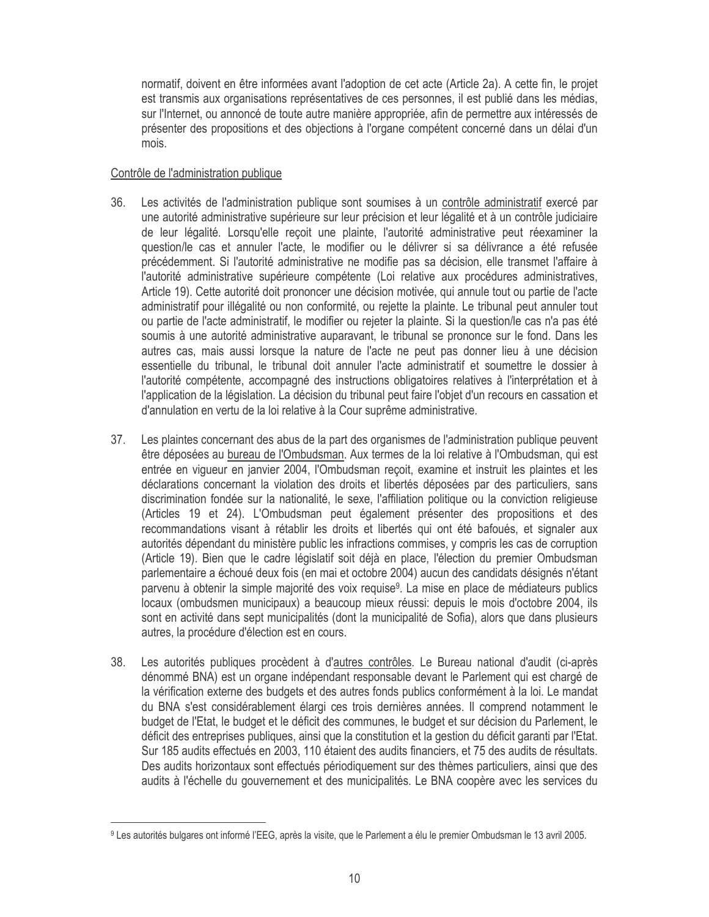normatif, doivent en être informées avant l'adoption de cet acte (Article 2a). A cette fin, le projet est transmis aux organisations représentatives de ces personnes, il est publié dans les médias, sur l'Internet, ou annoncé de toute autre manière appropriée, afin de permettre aux intéressés de présenter des propositions et des objections à l'organe compétent concerné dans un délai d'un mois.

Contrôle de l'administration publique

36. Les activités de l'administration publique sont soumises à un contrôle administratif exercé par une autorité administrative supérieure sur leur précision et leur légalité et à un contrôle judiciaire de leur légalité. Lorsqu'elle reçoit une plainte, l'autorité administrative peut réexaminer la question/le cas et annuler l'acte, le modifier ou le délivrer si sa délivrance a été refusée précédemment. Si l'autorité administrative ne modifie pas sa décision, elle transmet l'affaire à l'autorité administrative supérieure compétente (Loi relative aux procédures administratives, Article 19). Cette autorité doit prononcer une décision motivée, qui annule tout ou partie de l'acte administratif pour illégalité ou non conformité, ou rejette la plainte. Le tribunal peut annuler tout ou partie de l'acte administratif, le modifier ou rejeter la plainte. Si la question/le cas n'a pas été soumis à une autorité administrative auparavant, le tribunal se prononce sur le fond. Dans les autres cas, mais aussi lorsque la nature de l'acte ne peut pas donner lieu à une décision essentielle du tribunal, le tribunal doit annuler l'acte administratif et soumettre le dossier à l'autorité compétente, accompagné des instructions obligatoires relatives à l'interprétation et à l'application de la législation. La décision du tribunal peut faire l'objet d'un recours en cassation et d'annulation en vertu de la loi relative à la Cour suprême administrative.

37. Les plaintes concernant des abus de la part des organismes de l'administration publique peuvent être déposées au bureau de l'Ombudsman. Aux termes de la loi relative à l'Ombudsman, qui est entrée en vigueur en janvier 2004, l'Ombudsman reçoit, examine et instruit les plaintes et les déclarations concernant la violation des droits et libertés déposées par des particuliers, sans discrimination fondée sur la nationalité, le sexe, l'affiliation politique ou la conviction religieuse (Articles 19 et 24). L'Ombudsman peut également présenter des propositions et des recommandations visant à rétablir les droits et libertés qui ont été bafoués, et signaler aux autorités dépendant du ministère public les infractions commises, y compris les cas de corruption (Article 19). Bien que le cadre législatif soit déjà en place, l'élection du premier Ombudsman parlementaire a échoué deux fois (en mai et octobre 2004) aucun des candidats désignés n'étant parvenu à obtenir la simple majorité des voix requise[9]. La mise en place de médiateurs publics locaux (ombudsmen municipaux) a beaucoup mieux réussi: depuis le mois d'octobre 2004, ils sont en activité dans sept municipalités (dont la municipalité de Sofia), alors que dans plusieurs autres, la procédure d'élection est en cours.

38. Les autorités publiques procèdent à d'autres contrôles. Le Bureau national d'audit (ci-après dénommé BNA) est un organe indépendant responsable devant le Parlement qui est chargé de la vérification externe des budgets et des autres fonds publics conformément à la loi. Le mandat du BNA s'est considérablement élargi ces trois dernières années. Il comprend notamment le budget de l'Etat, le budget et le déficit des communes, le budget et sur décision du Parlement, le déficit des entreprises publiques, ainsi que la constitution et la gestion du déficit garanti par l'Etat. Sur 185 audits effectués en 2003, 110 étaient des audits financiers, et 75 des audits de résultats. Des audits horizontaux sont effectués périodiquement sur des thèmes particuliers, ainsi que des audits à l'échelle du gouvernement et des municipalités. Le BNA coopère avec les services du

[9] Les autorités bulgares ont informé l'EEG, après la visite, que le Parlement a élu le premier Ombudsman le 13 avril 2005.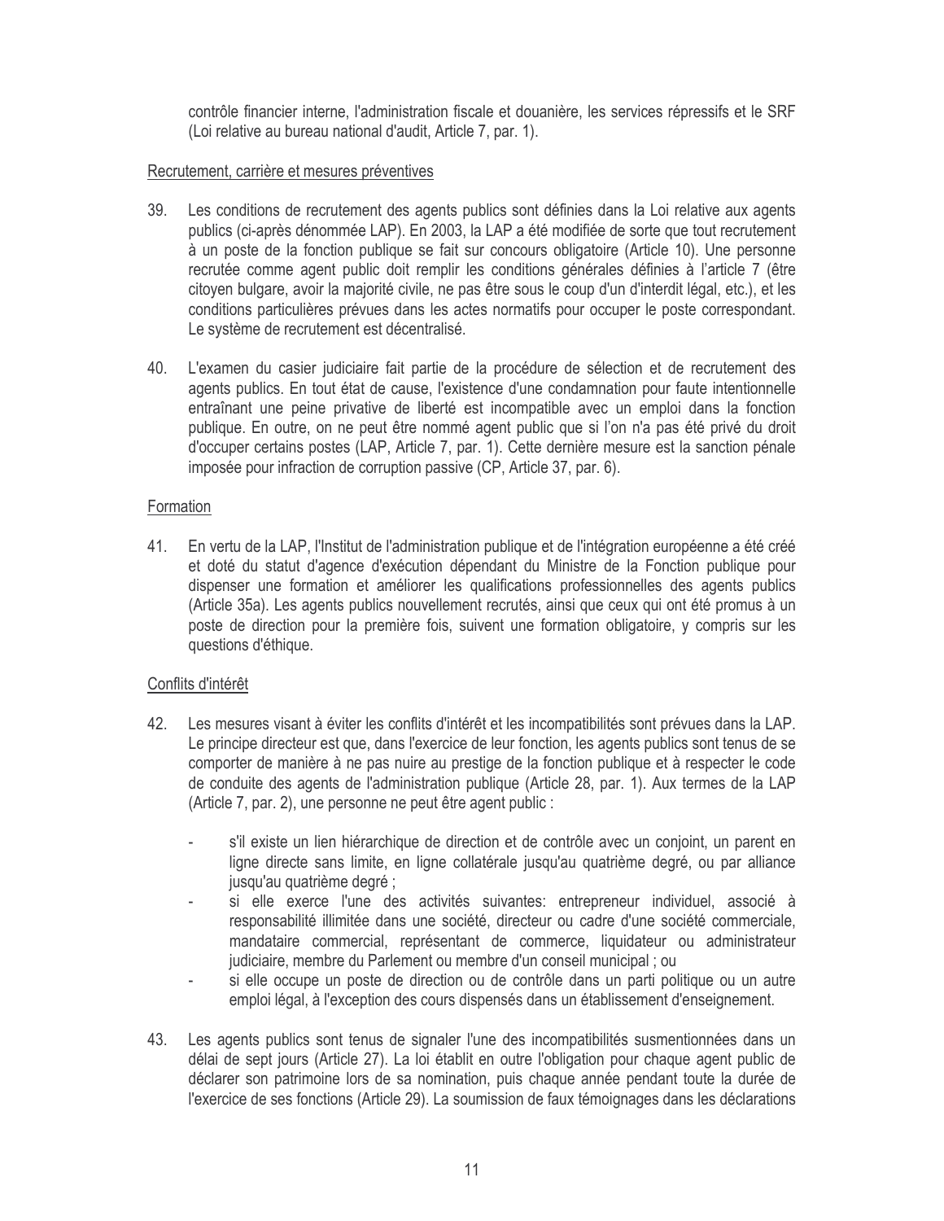contrôle financier interne, l'administration fiscale et douanière, les services répressifs et le SRF (Loi relative au bureau national d'audit, Article 7, par. 1).

Recrutement, carrière et mesures préventives

39. Les conditions de recrutement des agents publics sont définies dans la Loi relative aux agents publics (ci-après dénommée LAP). En 2003, la LAP a été modifiée de sorte que tout recrutement à un poste de la fonction publique se fait sur concours obligatoire (Article 10). Une personne recrutée comme agent public doit remplir les conditions générales définies à l'article 7 (être citoyen bulgare, avoir la majorité civile, ne pas être sous le coup d'un d'interdit légal, etc.), et les conditions particulières prévues dans les actes normatifs pour occuper le poste correspondant. Le système de recrutement est décentralisé.

40. L'examen du casier judiciaire fait partie de la procédure de sélection et de recrutement des agents publics. En tout état de cause, l'existence d'une condamnation pour faute intentionnelle entraînant une peine privative de liberté est incompatible avec un emploi dans la fonction publique. En outre, on ne peut être nommé agent public que si l'on n'a pas été privé du droit d'occuper certains postes (LAP, Article 7, par. 1). Cette dernière mesure est la sanction pénale imposée pour infraction de corruption passive (CP, Article 37, par. 6).

Formation

41. En vertu de la LAP, l'Institut de l'administration publique et de l'intégration européenne a été créé et doté du statut d'agence d'exécution dépendant du Ministre de la Fonction publique pour dispenser une formation et améliorer les qualifications professionnelles des agents publics (Article 35a). Les agents publics nouvellement recrutés, ainsi que ceux qui ont été promus à un poste de direction pour la première fois, suivent une formation obligatoire, y compris sur les questions d'éthique.

Conflits d'intérêt

42. Les mesures visant à éviter les conflits d'intérêt et les incompatibilités sont prévues dans la LAP. Le principe directeur est que, dans l'exercice de leur fonction, les agents publics sont tenus de se comporter de manière à ne pas nuire au prestige de la fonction publique et à respecter le code de conduite des agents de l'administration publique (Article 28, par. 1). Aux termes de la LAP (Article 7, par. 2), une personne ne peut être agent public :

- s'il existe un lien hiérarchique de direction et de contrôle avec un conjoint, un parent en ligne directe sans limite, en ligne collatérale jusqu'au quatrième degré, ou par alliance jusqu'au quatrième degré ;
- si elle exerce l'une des activités suivantes: entrepreneur individuel, associé à responsabilité illimitée dans une société, directeur ou cadre d'une société commerciale, mandataire commercial, représentant de commerce, liquidateur ou administrateur judiciaire, membre du Parlement ou membre d'un conseil municipal ; ou
- si elle occupe un poste de direction ou de contrôle dans un parti politique ou un autre emploi légal, à l'exception des cours dispensés dans un établissement d'enseignement.

43. Les agents publics sont tenus de signaler l'une des incompatibilités susmentionnées dans un délai de sept jours (Article 27). La loi établit en outre l'obligation pour chaque agent public de déclarer son patrimoine lors de sa nomination, puis chaque année pendant toute la durée de l'exercice de ses fonctions (Article 29). La soumission de faux témoignages dans les déclarations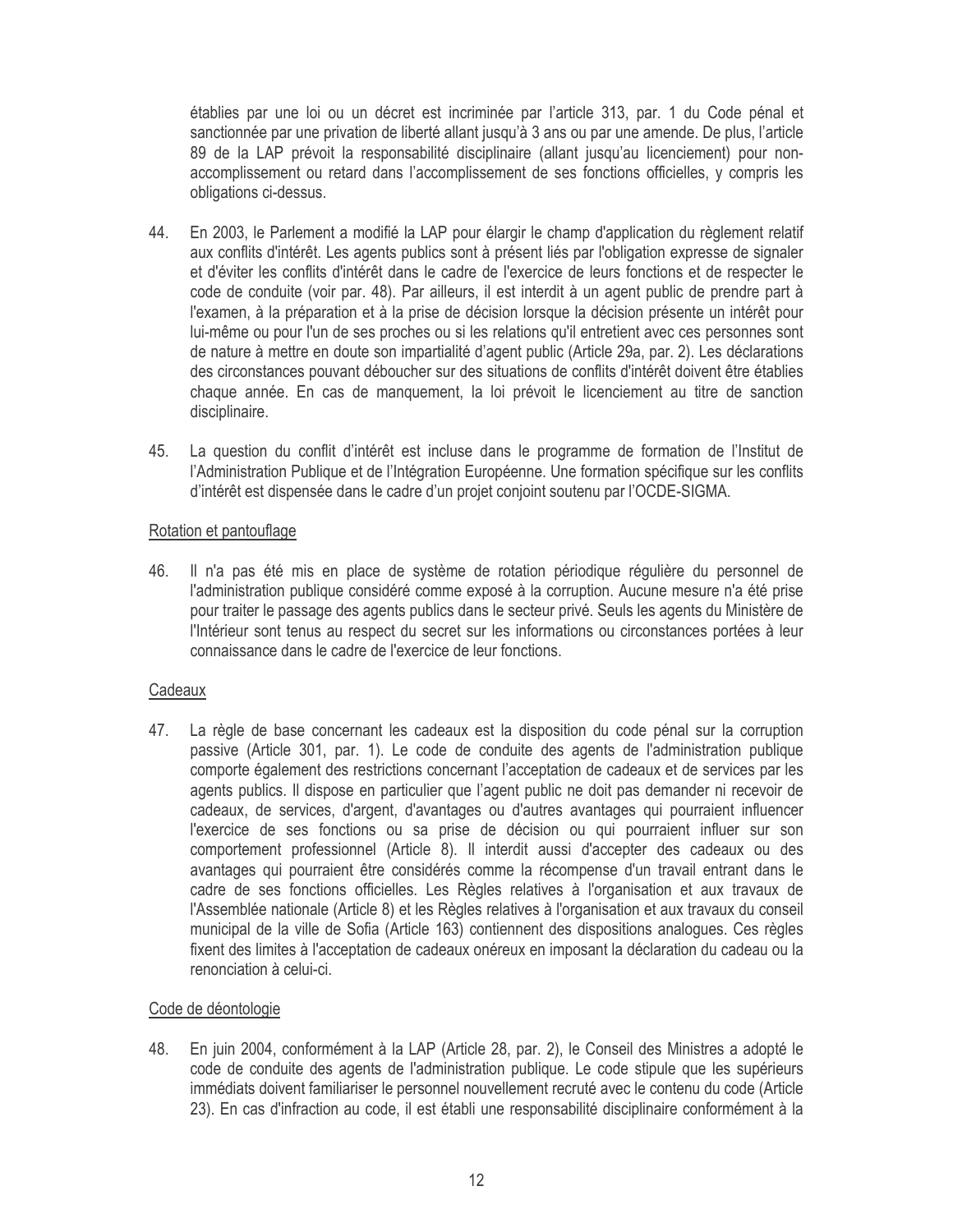établies par une loi ou un décret est incriminée par l'article 313, par. 1 du Code pénal et sanctionnée par une privation de liberté allant jusqu'à 3 ans ou par une amende. De plus, l'article 89 de la LAP prévoit la responsabilité disciplinaire (allant jusqu'au licenciement) pour non-accomplissement ou retard dans l'accomplissement de ses fonctions officielles, y compris les obligations ci-dessus.

44. En 2003, le Parlement a modifié la LAP pour élargir le champ d'application du règlement relatif aux conflits d'intérêt. Les agents publics sont à présent liés par l'obligation expresse de signaler et d'éviter les conflits d'intérêt dans le cadre de l'exercice de leurs fonctions et de respecter le code de conduite (voir par. 48). Par ailleurs, il est interdit à un agent public de prendre part à l'examen, à la préparation et à la prise de décision lorsque la décision présente un intérêt pour lui-même ou pour l'un de ses proches ou si les relations qu'il entretient avec ces personnes sont de nature à mettre en doute son impartialité d'agent public (Article 29a, par. 2). Les déclarations des circonstances pouvant déboucher sur des situations de conflits d'intérêt doivent être établies chaque année. En cas de manquement, la loi prévoit le licenciement au titre de sanction disciplinaire.

45. La question du conflit d'intérêt est incluse dans le programme de formation de l'Institut de l'Administration Publique et de l'Intégration Européenne. Une formation spécifique sur les conflits d'intérêt est dispensée dans le cadre d'un projet conjoint soutenu par l'OCDE-SIGMA.

Rotation et pantouflage

46. Il n'a pas été mis en place de système de rotation périodique régulière du personnel de l'administration publique considéré comme exposé à la corruption. Aucune mesure n'a été prise pour traiter le passage des agents publics dans le secteur privé. Seuls les agents du Ministère de l'Intérieur sont tenus au respect du secret sur les informations ou circonstances portées à leur connaissance dans le cadre de l'exercice de leur fonctions.

Cadeaux

47. La règle de base concernant les cadeaux est la disposition du code pénal sur la corruption passive (Article 301, par. 1). Le code de conduite des agents de l'administration publique comporte également des restrictions concernant l'acceptation de cadeaux et de services par les agents publics. Il dispose en particulier que l'agent public ne doit pas demander ni recevoir de cadeaux, de services, d'argent, d'avantages ou d'autres avantages qui pourraient influencer l'exercice de ses fonctions ou sa prise de décision ou qui pourraient influer sur son comportement professionnel (Article 8). Il interdit aussi d'accepter des cadeaux ou des avantages qui pourraient être considérés comme la récompense d'un travail entrant dans le cadre de ses fonctions officielles. Les Règles relatives à l'organisation et aux travaux de l'Assemblée nationale (Article 8) et les Règles relatives à l'organisation et aux travaux du conseil municipal de la ville de Sofia (Article 163) contiennent des dispositions analogues. Ces règles fixent des limites à l'acceptation de cadeaux onéreux en imposant la déclaration du cadeau ou la renonciation à celui-ci.

Code de déontologie

48. En juin 2004, conformément à la LAP (Article 28, par. 2), le Conseil des Ministres a adopté le code de conduite des agents de l'administration publique. Le code stipule que les supérieurs immédiats doivent familiariser le personnel nouvellement recruté avec le contenu du code (Article 23). En cas d'infraction au code, il est établi une responsabilité disciplinaire conformément à la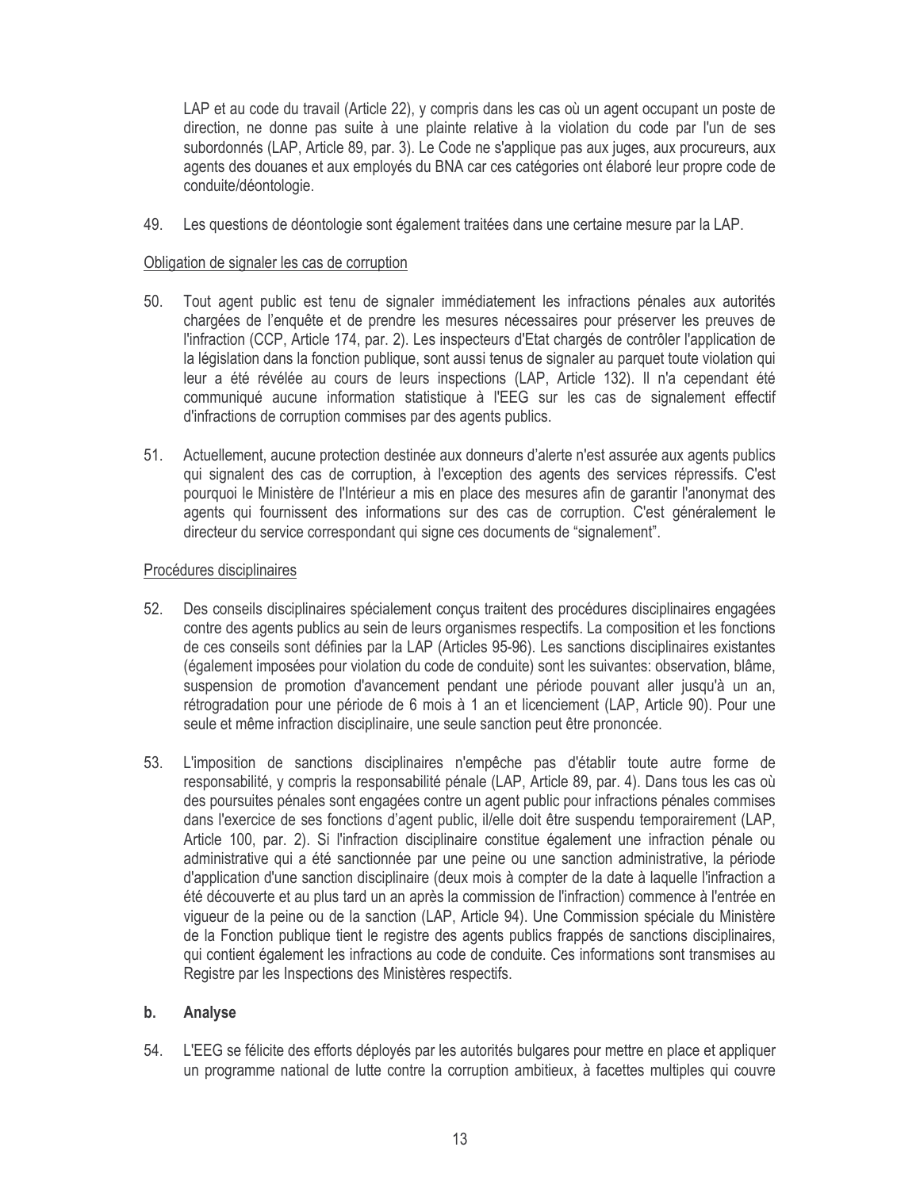LAP et au code du travail (Article 22), y compris dans les cas où un agent occupant un poste de direction, ne donne pas suite à une plainte relative à la violation du code par l'un de ses subordonnés (LAP, Article 89, par. 3). Le Code ne s'applique pas aux juges, aux procureurs, aux agents des douanes et aux employés du BNA car ces catégories ont élaboré leur propre code de conduite/déontologie.

49. Les questions de déontologie sont également traitées dans une certaine mesure par la LAP.

Obligation de signaler les cas de corruption

50. Tout agent public est tenu de signaler immédiatement les infractions pénales aux autorités chargées de l'enquête et de prendre les mesures nécessaires pour préserver les preuves de l'infraction (CCP, Article 174, par. 2). Les inspecteurs d'Etat chargés de contrôler l'application de la législation dans la fonction publique, sont aussi tenus de signaler au parquet toute violation qui leur a été révélée au cours de leurs inspections (LAP, Article 132). Il n'a cependant été communiqué aucune information statistique à l'EEG sur les cas de signalement effectif d'infractions de corruption commises par des agents publics.

51. Actuellement, aucune protection destinée aux donneurs d'alerte n'est assurée aux agents publics qui signalent des cas de corruption, à l'exception des agents des services répressifs. C'est pourquoi le Ministère de l'Intérieur a mis en place des mesures afin de garantir l'anonymat des agents qui fournissent des informations sur des cas de corruption. C'est généralement le directeur du service correspondant qui signe ces documents de "signalement".

Procédures disciplinaires

52. Des conseils disciplinaires spécialement conçus traitent des procédures disciplinaires engagées contre des agents publics au sein de leurs organismes respectifs. La composition et les fonctions de ces conseils sont définies par la LAP (Articles 95-96). Les sanctions disciplinaires existantes (également imposées pour violation du code de conduite) sont les suivantes: observation, blâme, suspension de promotion d'avancement pendant une période pouvant aller jusqu'à un an, rétrogradation pour une période de 6 mois à 1 an et licenciement (LAP, Article 90). Pour une seule et même infraction disciplinaire, une seule sanction peut être prononcée.

53. L'imposition de sanctions disciplinaires n'empêche pas d'établir toute autre forme de responsabilité, y compris la responsabilité pénale (LAP, Article 89, par. 4). Dans tous les cas où des poursuites pénales sont engagées contre un agent public pour infractions pénales commises dans l'exercice de ses fonctions d'agent public, il/elle doit être suspendu temporairement (LAP, Article 100, par. 2). Si l'infraction disciplinaire constitue également une infraction pénale ou administrative qui a été sanctionnée par une peine ou une sanction administrative, la période d'application d'une sanction disciplinaire (deux mois à compter de la date à laquelle l'infraction a été découverte et au plus tard un an après la commission de l'infraction) commence à l'entrée en vigueur de la peine ou de la sanction (LAP, Article 94). Une Commission spéciale du Ministère de la Fonction publique tient le registre des agents publics frappés de sanctions disciplinaires, qui contient également les infractions au code de conduite. Ces informations sont transmises au Registre par les Inspections des Ministères respectifs.

### b. Analyse

54. L'EEG se félicite des efforts déployés par les autorités bulgares pour mettre en place et appliquer un programme national de lutte contre la corruption ambitieux, à facettes multiples qui couvre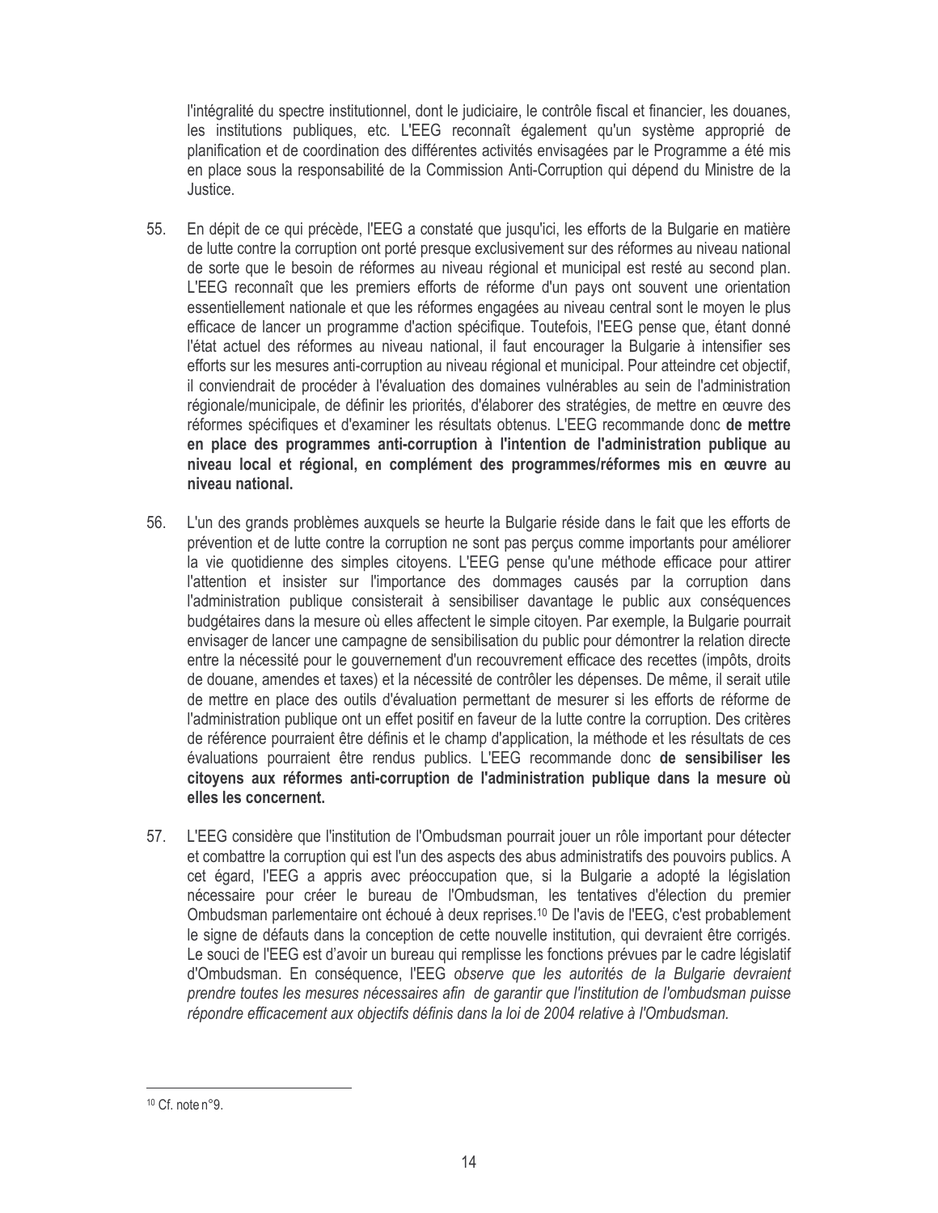l'intégralité du spectre institutionnel, dont le judiciaire, le contrôle fiscal et financier, les douanes, les institutions publiques, etc. L'EEG reconnaît également qu'un système approprié de planification et de coordination des différentes activités envisagées par le Programme a été mis en place sous la responsabilité de la Commission Anti-Corruption qui dépend du Ministre de la Justice.

55. En dépit de ce qui précède, l'EEG a constaté que jusqu'ici, les efforts de la Bulgarie en matière de lutte contre la corruption ont porté presque exclusivement sur des réformes au niveau national de sorte que le besoin de réformes au niveau régional et municipal est resté au second plan. L'EEG reconnaît que les premiers efforts de réforme d'un pays ont souvent une orientation essentiellement nationale et que les réformes engagées au niveau central sont le moyen le plus efficace de lancer un programme d'action spécifique. Toutefois, l'EEG pense que, étant donné l'état actuel des réformes au niveau national, il faut encourager la Bulgarie à intensifier ses efforts sur les mesures anti-corruption au niveau régional et municipal. Pour atteindre cet objectif, il conviendrait de procéder à l'évaluation des domaines vulnérables au sein de l'administration régionale/municipale, de définir les priorités, d'élaborer des stratégies, de mettre en œuvre des réformes spécifiques et d'examiner les résultats obtenus. L'EEG recommande donc **de mettre en place des programmes anti-corruption à l'intention de l'administration publique au niveau local et régional, en complément des programmes/réformes mis en œuvre au niveau national.**

56. L'un des grands problèmes auxquels se heurte la Bulgarie réside dans le fait que les efforts de prévention et de lutte contre la corruption ne sont pas perçus comme importants pour améliorer la vie quotidienne des simples citoyens. L'EEG pense qu'une méthode efficace pour attirer l'attention et insister sur l'importance des dommages causés par la corruption dans l'administration publique consisterait à sensibiliser davantage le public aux conséquences budgétaires dans la mesure où elles affectent le simple citoyen. Par exemple, la Bulgarie pourrait envisager de lancer une campagne de sensibilisation du public pour démontrer la relation directe entre la nécessité pour le gouvernement d'un recouvrement efficace des recettes (impôts, droits de douane, amendes et taxes) et la nécessité de contrôler les dépenses. De même, il serait utile de mettre en place des outils d'évaluation permettant de mesurer si les efforts de réforme de l'administration publique ont un effet positif en faveur de la lutte contre la corruption. Des critères de référence pourraient être définis et le champ d'application, la méthode et les résultats de ces évaluations pourraient être rendus publics. L'EEG recommande donc **de sensibiliser les citoyens aux réformes anti-corruption de l'administration publique dans la mesure où elles les concernent.**

57. L'EEG considère que l'institution de l'Ombudsman pourrait jouer un rôle important pour détecter et combattre la corruption qui est l'un des aspects des abus administratifs des pouvoirs publics. A cet égard, l'EEG a appris avec préoccupation que, si la Bulgarie a adopté la législation nécessaire pour créer le bureau de l'Ombudsman, les tentatives d'élection du premier Ombudsman parlementaire ont échoué à deux reprises.[10] De l'avis de l'EEG, c'est probablement le signe de défauts dans la conception de cette nouvelle institution, qui devraient être corrigés. Le souci de l'EEG est d'avoir un bureau qui remplisse les fonctions prévues par le cadre législatif d'Ombudsman. En conséquence, l'EEG *observe que les autorités de la Bulgarie devraient prendre toutes les mesures nécessaires afin de garantir que l'institution de l'ombudsman puisse répondre efficacement aux objectifs définis dans la loi de 2004 relative à l'Ombudsman.*

[10] Cf. note n°9.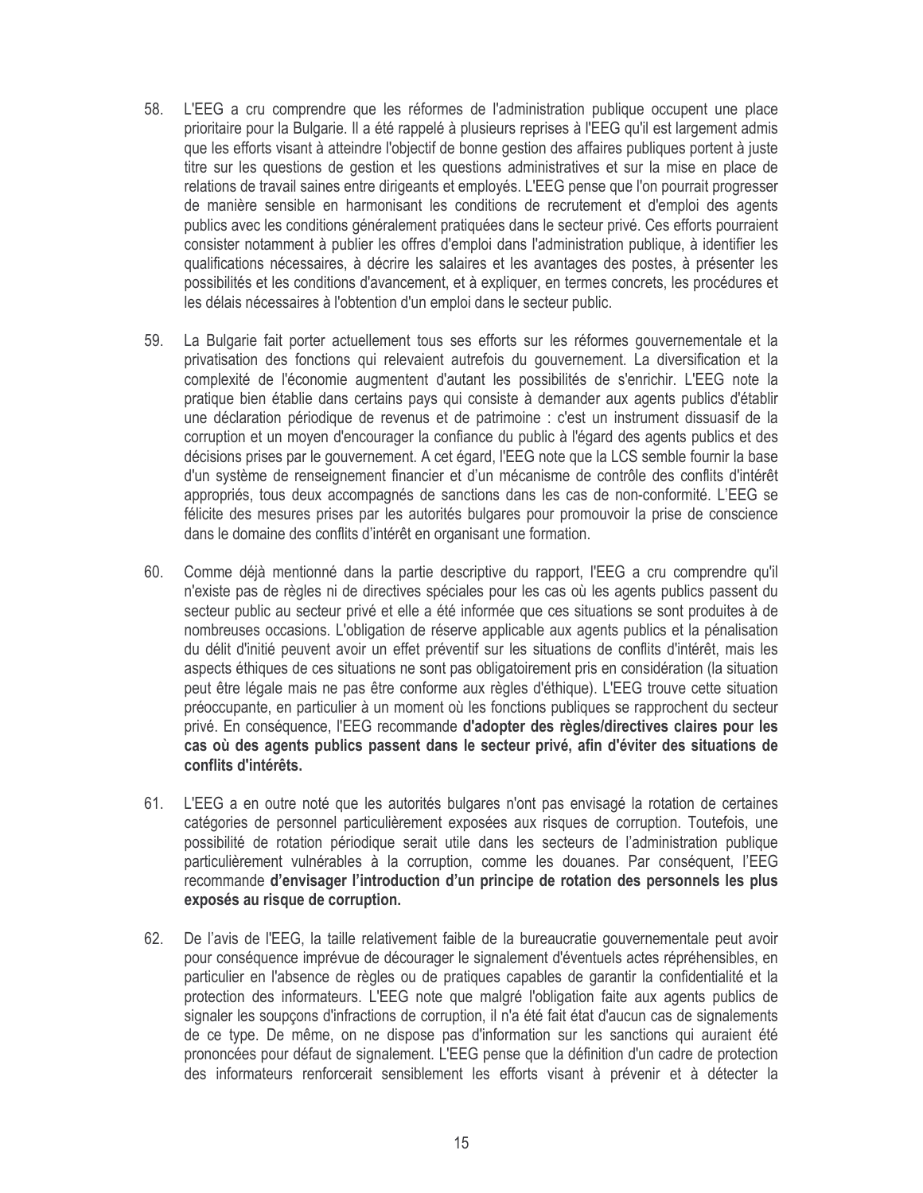58. L'EEG a cru comprendre que les réformes de l'administration publique occupent une place prioritaire pour la Bulgarie. Il a été rappelé à plusieurs reprises à l'EEG qu'il est largement admis que les efforts visant à atteindre l'objectif de bonne gestion des affaires publiques portent à juste titre sur les questions de gestion et les questions administratives et sur la mise en place de relations de travail saines entre dirigeants et employés. L'EEG pense que l'on pourrait progresser de manière sensible en harmonisant les conditions de recrutement et d'emploi des agents publics avec les conditions généralement pratiquées dans le secteur privé. Ces efforts pourraient consister notamment à publier les offres d'emploi dans l'administration publique, à identifier les qualifications nécessaires, à décrire les salaires et les avantages des postes, à présenter les possibilités et les conditions d'avancement, et à expliquer, en termes concrets, les procédures et les délais nécessaires à l'obtention d'un emploi dans le secteur public.

59. La Bulgarie fait porter actuellement tous ses efforts sur les réformes gouvernementale et la privatisation des fonctions qui relevaient autrefois du gouvernement. La diversification et la complexité de l'économie augmentent d'autant les possibilités de s'enrichir. L'EEG note la pratique bien établie dans certains pays qui consiste à demander aux agents publics d'établir une déclaration périodique de revenus et de patrimoine : c'est un instrument dissuasif de la corruption et un moyen d'encourager la confiance du public à l'égard des agents publics et des décisions prises par le gouvernement. A cet égard, l'EEG note que la LCS semble fournir la base d'un système de renseignement financier et d'un mécanisme de contrôle des conflits d'intérêt appropriés, tous deux accompagnés de sanctions dans les cas de non-conformité. L'EEG se félicite des mesures prises par les autorités bulgares pour promouvoir la prise de conscience dans le domaine des conflits d'intérêt en organisant une formation.

60. Comme déjà mentionné dans la partie descriptive du rapport, l'EEG a cru comprendre qu'il n'existe pas de règles ni de directives spéciales pour les cas où les agents publics passent du secteur public au secteur privé et elle a été informée que ces situations se sont produites à de nombreuses occasions. L'obligation de réserve applicable aux agents publics et la pénalisation du délit d'initié peuvent avoir un effet préventif sur les situations de conflits d'intérêt, mais les aspects éthiques de ces situations ne sont pas obligatoirement pris en considération (la situation peut être légale mais ne pas être conforme aux règles d'éthique). L'EEG trouve cette situation préoccupante, en particulier à un moment où les fonctions publiques se rapprochent du secteur privé. En conséquence, l'EEG recommande **d'adopter des règles/directives claires pour les cas où des agents publics passent dans le secteur privé, afin d'éviter des situations de conflits d'intérêts.**

61. L'EEG a en outre noté que les autorités bulgares n'ont pas envisagé la rotation de certaines catégories de personnel particulièrement exposées aux risques de corruption. Toutefois, une possibilité de rotation périodique serait utile dans les secteurs de l'administration publique particulièrement vulnérables à la corruption, comme les douanes. Par conséquent, l'EEG recommande **d'envisager l'introduction d'un principe de rotation des personnels les plus exposés au risque de corruption.**

62. De l'avis de l'EEG, la taille relativement faible de la bureaucratie gouvernementale peut avoir pour conséquence imprévue de décourager le signalement d'éventuels actes répréhensibles, en particulier en l'absence de règles ou de pratiques capables de garantir la confidentialité et la protection des informateurs. L'EEG note que malgré l'obligation faite aux agents publics de signaler les soupçons d'infractions de corruption, il n'a été fait état d'aucun cas de signalements de ce type. De même, on ne dispose pas d'information sur les sanctions qui auraient été prononcées pour défaut de signalement. L'EEG pense que la définition d'un cadre de protection des informateurs renforcerait sensiblement les efforts visant à prévenir et à détecter la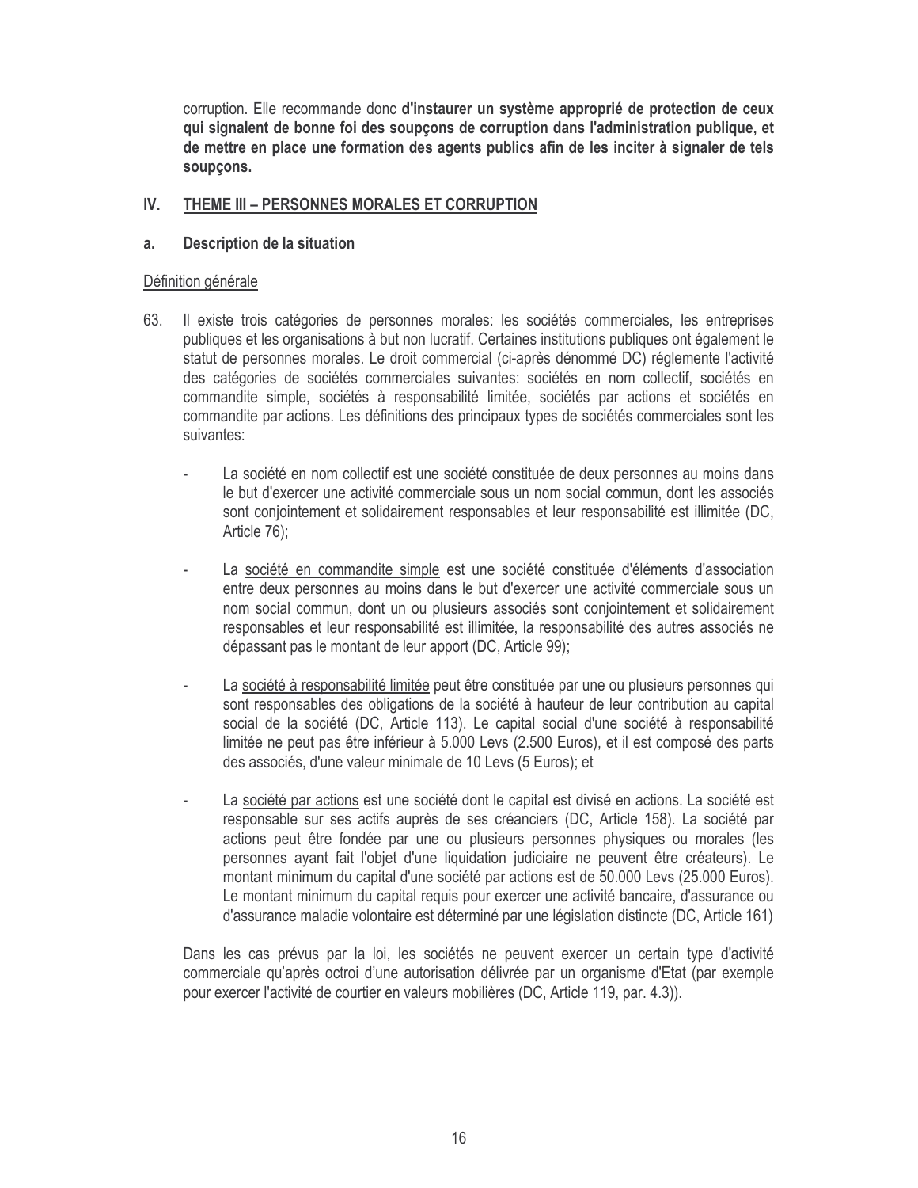corruption. Elle recommande donc **d'instaurer un système approprié de protection de ceux qui signalent de bonne foi des soupçons de corruption dans l'administration publique, et de mettre en place une formation des agents publics afin de les inciter à signaler de tels soupçons.**

## IV. THEME III – PERSONNES MORALES ET CORRUPTION

### a. Description de la situation

Définition générale

63. Il existe trois catégories de personnes morales: les sociétés commerciales, les entreprises publiques et les organisations à but non lucratif. Certaines institutions publiques ont également le statut de personnes morales. Le droit commercial (ci-après dénommé DC) réglemente l'activité des catégories de sociétés commerciales suivantes: sociétés en nom collectif, sociétés en commandite simple, sociétés à responsabilité limitée, sociétés par actions et sociétés en commandite par actions. Les définitions des principaux types de sociétés commerciales sont les suivantes:

   - La société en nom collectif est une société constituée de deux personnes au moins dans le but d'exercer une activité commerciale sous un nom social commun, dont les associés sont conjointement et solidairement responsables et leur responsabilité est illimitée (DC, Article 76);

   - La société en commandite simple est une société constituée d'éléments d'association entre deux personnes au moins dans le but d'exercer une activité commerciale sous un nom social commun, dont un ou plusieurs associés sont conjointement et solidairement responsables et leur responsabilité est illimitée, la responsabilité des autres associés ne dépassant pas le montant de leur apport (DC, Article 99);

   - La société à responsabilité limitée peut être constituée par une ou plusieurs personnes qui sont responsables des obligations de la société à hauteur de leur contribution au capital social de la société (DC, Article 113). Le capital social d'une société à responsabilité limitée ne peut pas être inférieur à 5.000 Levs (2.500 Euros), et il est composé des parts des associés, d'une valeur minimale de 10 Levs (5 Euros); et

   - La société par actions est une société dont le capital est divisé en actions. La société est responsable sur ses actifs auprès de ses créanciers (DC, Article 158). La société par actions peut être fondée par une ou plusieurs personnes physiques ou morales (les personnes ayant fait l'objet d'une liquidation judiciaire ne peuvent être créateurs). Le montant minimum du capital d'une société par actions est de 50.000 Levs (25.000 Euros). Le montant minimum du capital requis pour exercer une activité bancaire, d'assurance ou d'assurance maladie volontaire est déterminé par une législation distincte (DC, Article 161)

   Dans les cas prévus par la loi, les sociétés ne peuvent exercer un certain type d'activité commerciale qu'après octroi d'une autorisation délivrée par un organisme d'Etat (par exemple pour exercer l'activité de courtier en valeurs mobilières (DC, Article 119, par. 4.3)).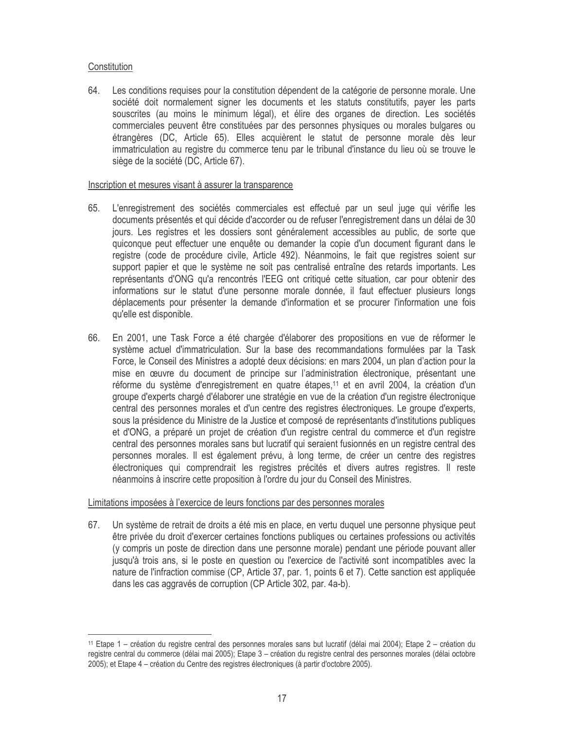Constitution

64. Les conditions requises pour la constitution dépendent de la catégorie de personne morale. Une société doit normalement signer les documents et les statuts constitutifs, payer les parts souscrites (au moins le minimum légal), et élire des organes de direction. Les sociétés commerciales peuvent être constituées par des personnes physiques ou morales bulgares ou étrangères (DC, Article 65). Elles acquièrent le statut de personne morale dès leur immatriculation au registre du commerce tenu par le tribunal d'instance du lieu où se trouve le siège de la société (DC, Article 67).

Inscription et mesures visant à assurer la transparence

65. L'enregistrement des sociétés commerciales est effectué par un seul juge qui vérifie les documents présentés et qui décide d'accorder ou de refuser l'enregistrement dans un délai de 30 jours. Les registres et les dossiers sont généralement accessibles au public, de sorte que quiconque peut effectuer une enquête ou demander la copie d'un document figurant dans le registre (code de procédure civile, Article 492). Néanmoins, le fait que registres soient sur support papier et que le système ne soit pas centralisé entraîne des retards importants. Les représentants d'ONG qu'a rencontrés l'EEG ont critiqué cette situation, car pour obtenir des informations sur le statut d'une personne morale donnée, il faut effectuer plusieurs longs déplacements pour présenter la demande d'information et se procurer l'information une fois qu'elle est disponible.

66. En 2001, une Task Force a été chargée d'élaborer des propositions en vue de réformer le système actuel d'immatriculation. Sur la base des recommandations formulées par la Task Force, le Conseil des Ministres a adopté deux décisions: en mars 2004, un plan d'action pour la mise en œuvre du document de principe sur l'administration électronique, présentant une réforme du système d'enregistrement en quatre étapes,[11] et en avril 2004, la création d'un groupe d'experts chargé d'élaborer une stratégie en vue de la création d'un registre électronique central des personnes morales et d'un centre des registres électroniques. Le groupe d'experts, sous la présidence du Ministre de la Justice et composé de représentants d'institutions publiques et d'ONG, a préparé un projet de création d'un registre central du commerce et d'un registre central des personnes morales sans but lucratif qui seraient fusionnés en un registre central des personnes morales. Il est également prévu, à long terme, de créer un centre des registres électroniques qui comprendrait les registres précités et divers autres registres. Il reste néanmoins à inscrire cette proposition à l'ordre du jour du Conseil des Ministres.

Limitations imposées à l'exercice de leurs fonctions par des personnes morales

67. Un système de retrait de droits a été mis en place, en vertu duquel une personne physique peut être privée du droit d'exercer certaines fonctions publiques ou certaines professions ou activités (y compris un poste de direction dans une personne morale) pendant une période pouvant aller jusqu'à trois ans, si le poste en question ou l'exercice de l'activité sont incompatibles avec la nature de l'infraction commise (CP, Article 37, par. 1, points 6 et 7). Cette sanction est appliquée dans les cas aggravés de corruption (CP Article 302, par. 4a-b).

---

[11] Etape 1 – création du registre central des personnes morales sans but lucratif (délai mai 2004); Etape 2 – création du registre central du commerce (délai mai 2005); Etape 3 – création du registre central des personnes morales (délai octobre 2005); et Etape 4 – création du Centre des registres électroniques (à partir d'octobre 2005).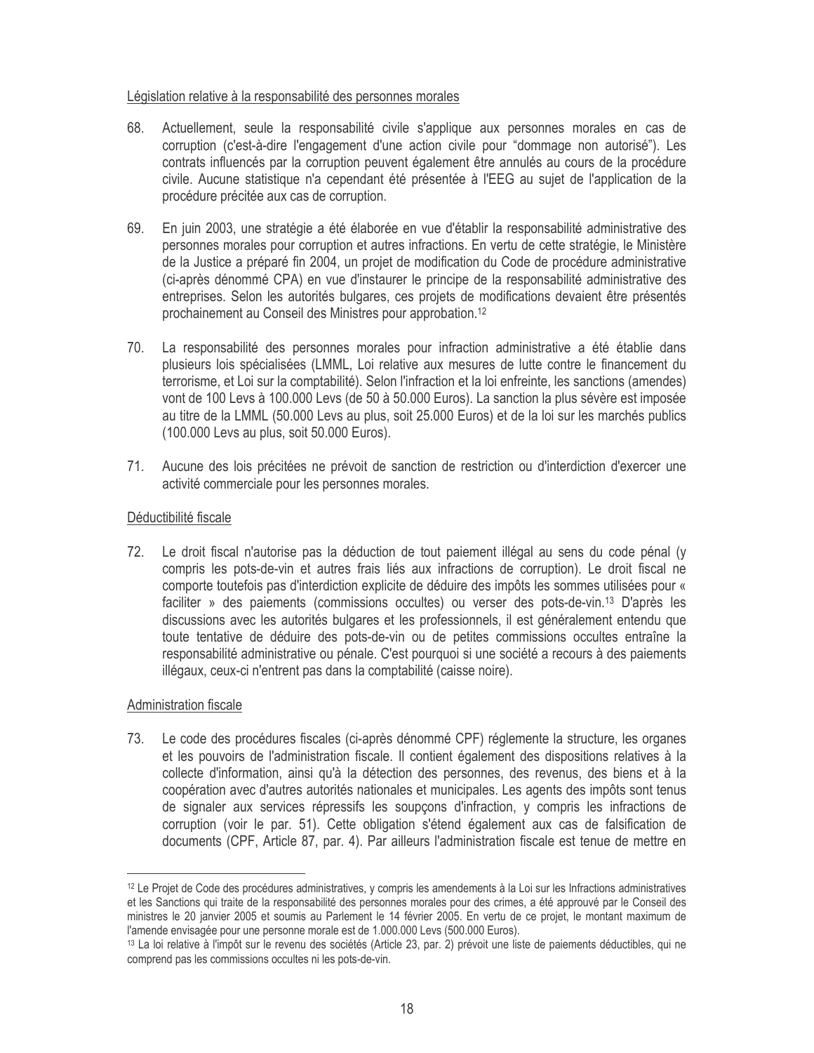Législation relative à la responsabilité des personnes morales

68. Actuellement, seule la responsabilité civile s'applique aux personnes morales en cas de corruption (c'est-à-dire l'engagement d'une action civile pour "dommage non autorisé"). Les contrats influencés par la corruption peuvent également être annulés au cours de la procédure civile. Aucune statistique n'a cependant été présentée à l'EEG au sujet de l'application de la procédure précitée aux cas de corruption.

69. En juin 2003, une stratégie a été élaborée en vue d'établir la responsabilité administrative des personnes morales pour corruption et autres infractions. En vertu de cette stratégie, le Ministère de la Justice a préparé fin 2004, un projet de modification du Code de procédure administrative (ci-après dénommé CPA) en vue d'instaurer le principe de la responsabilité administrative des entreprises. Selon les autorités bulgares, ces projets de modifications devaient être présentés prochainement au Conseil des Ministres pour approbation.[12]

70. La responsabilité des personnes morales pour infraction administrative a été établie dans plusieurs lois spécialisées (LMML, Loi relative aux mesures de lutte contre le financement du terrorisme, et Loi sur la comptabilité). Selon l'infraction et la loi enfreinte, les sanctions (amendes) vont de 100 Levs à 100.000 Levs (de 50 à 50.000 Euros). La sanction la plus sévère est imposée au titre de la LMML (50.000 Levs au plus, soit 25.000 Euros) et de la loi sur les marchés publics (100.000 Levs au plus, soit 50.000 Euros).

71. Aucune des lois précitées ne prévoit de sanction de restriction ou d'interdiction d'exercer une activité commerciale pour les personnes morales.

Déductibilité fiscale

72. Le droit fiscal n'autorise pas la déduction de tout paiement illégal au sens du code pénal (y compris les pots-de-vin et autres frais liés aux infractions de corruption). Le droit fiscal ne comporte toutefois pas d'interdiction explicite de déduire des impôts les sommes utilisées pour « faciliter » des paiements (commissions occultes) ou verser des pots-de-vin.[13] D'après les discussions avec les autorités bulgares et les professionnels, il est généralement entendu que toute tentative de déduire des pots-de-vin ou de petites commissions occultes entraîne la responsabilité administrative ou pénale. C'est pourquoi si une société a recours à des paiements illégaux, ceux-ci n'entrent pas dans la comptabilité (caisse noire).

Administration fiscale

73. Le code des procédures fiscales (ci-après dénommé CPF) réglemente la structure, les organes et les pouvoirs de l'administration fiscale. Il contient également des dispositions relatives à la collecte d'information, ainsi qu'à la détection des personnes, des revenus, des biens et à la coopération avec d'autres autorités nationales et municipales. Les agents des impôts sont tenus de signaler aux services répressifs les soupçons d'infraction, y compris les infractions de corruption (voir le par. 51). Cette obligation s'étend également aux cas de falsification de documents (CPF, Article 87, par. 4). Par ailleurs l'administration fiscale est tenue de mettre en

---

[12] Le Projet de Code des procédures administratives, y compris les amendements à la Loi sur les Infractions administratives et les Sanctions qui traite de la responsabilité des personnes morales pour des crimes, a été approuvé par le Conseil des ministres le 20 janvier 2005 et soumis au Parlement le 14 février 2005. En vertu de ce projet, le montant maximum de l'amende envisagée pour une personne morale est de 1.000.000 Levs (500.000 Euros).

[13] La loi relative à l'impôt sur le revenu des sociétés (Article 23, par. 2) prévoit une liste de paiements déductibles, qui ne comprend pas les commissions occultes ni les pots-de-vin.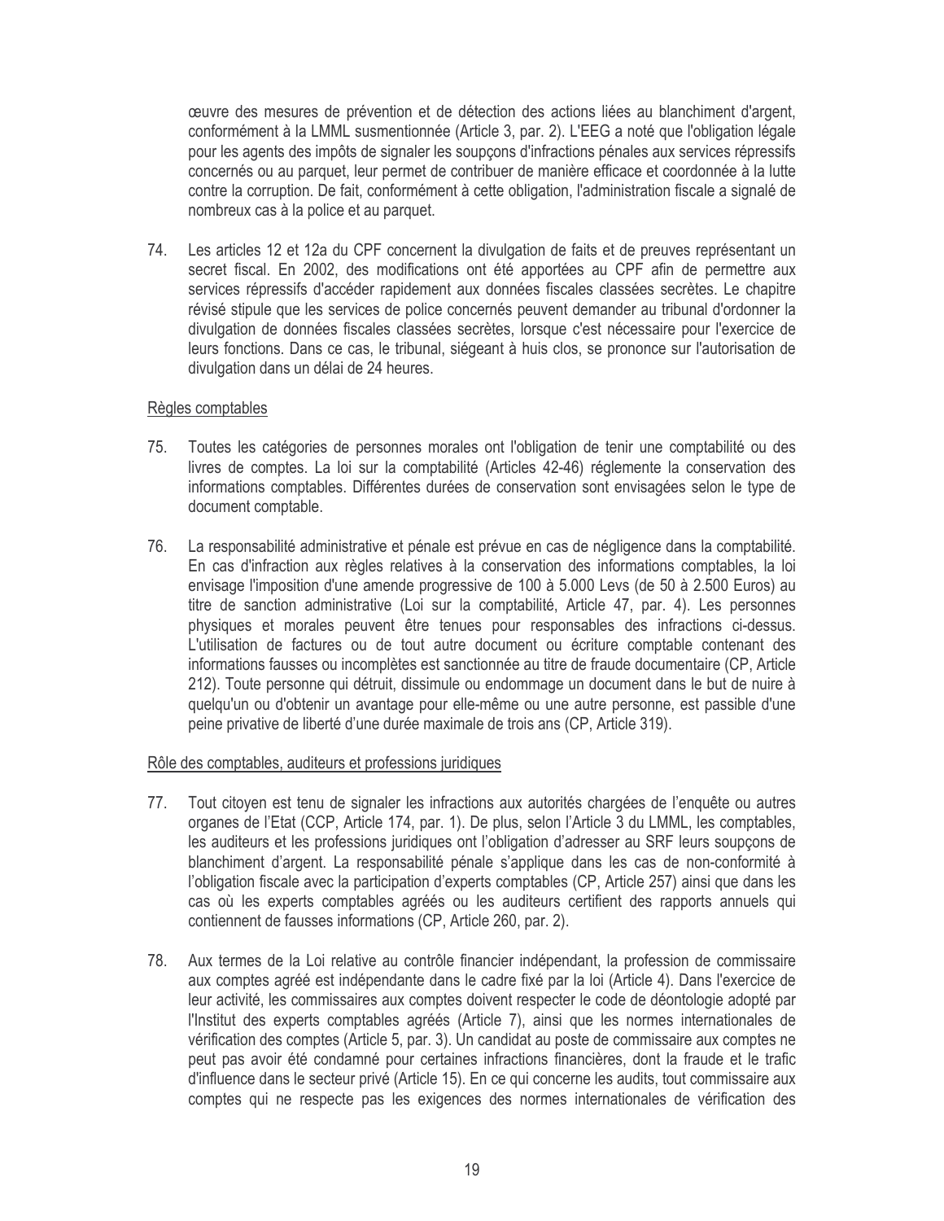œuvre des mesures de prévention et de détection des actions liées au blanchiment d'argent, conformément à la LMML susmentionnée (Article 3, par. 2). L'EEG a noté que l'obligation légale pour les agents des impôts de signaler les soupçons d'infractions pénales aux services répressifs concernés ou au parquet, leur permet de contribuer de manière efficace et coordonnée à la lutte contre la corruption. De fait, conformément à cette obligation, l'administration fiscale a signalé de nombreux cas à la police et au parquet.

74. Les articles 12 et 12a du CPF concernent la divulgation de faits et de preuves représentant un secret fiscal. En 2002, des modifications ont été apportées au CPF afin de permettre aux services répressifs d'accéder rapidement aux données fiscales classées secrètes. Le chapitre révisé stipule que les services de police concernés peuvent demander au tribunal d'ordonner la divulgation de données fiscales classées secrètes, lorsque c'est nécessaire pour l'exercice de leurs fonctions. Dans ce cas, le tribunal, siégeant à huis clos, se prononce sur l'autorisation de divulgation dans un délai de 24 heures.

Règles comptables

75. Toutes les catégories de personnes morales ont l'obligation de tenir une comptabilité ou des livres de comptes. La loi sur la comptabilité (Articles 42-46) réglemente la conservation des informations comptables. Différentes durées de conservation sont envisagées selon le type de document comptable.

76. La responsabilité administrative et pénale est prévue en cas de négligence dans la comptabilité. En cas d'infraction aux règles relatives à la conservation des informations comptables, la loi envisage l'imposition d'une amende progressive de 100 à 5.000 Levs (de 50 à 2.500 Euros) au titre de sanction administrative (Loi sur la comptabilité, Article 47, par. 4). Les personnes physiques et morales peuvent être tenues pour responsables des infractions ci-dessus. L'utilisation de factures ou de tout autre document ou écriture comptable contenant des informations fausses ou incomplètes est sanctionnée au titre de fraude documentaire (CP, Article 212). Toute personne qui détruit, dissimule ou endommage un document dans le but de nuire à quelqu'un ou d'obtenir un avantage pour elle-même ou une autre personne, est passible d'une peine privative de liberté d'une durée maximale de trois ans (CP, Article 319).

Rôle des comptables, auditeurs et professions juridiques

77. Tout citoyen est tenu de signaler les infractions aux autorités chargées de l'enquête ou autres organes de l'Etat (CCP, Article 174, par. 1). De plus, selon l'Article 3 du LMML, les comptables, les auditeurs et les professions juridiques ont l'obligation d'adresser au SRF leurs soupçons de blanchiment d'argent. La responsabilité pénale s'applique dans les cas de non-conformité à l'obligation fiscale avec la participation d'experts comptables (CP, Article 257) ainsi que dans les cas où les experts comptables agréés ou les auditeurs certifient des rapports annuels qui contiennent de fausses informations (CP, Article 260, par. 2).

78. Aux termes de la Loi relative au contrôle financier indépendant, la profession de commissaire aux comptes agréé est indépendante dans le cadre fixé par la loi (Article 4). Dans l'exercice de leur activité, les commissaires aux comptes doivent respecter le code de déontologie adopté par l'Institut des experts comptables agréés (Article 7), ainsi que les normes internationales de vérification des comptes (Article 5, par. 3). Un candidat au poste de commissaire aux comptes ne peut pas avoir été condamné pour certaines infractions financières, dont la fraude et le trafic d'influence dans le secteur privé (Article 15). En ce qui concerne les audits, tout commissaire aux comptes qui ne respecte pas les exigences des normes internationales de vérification des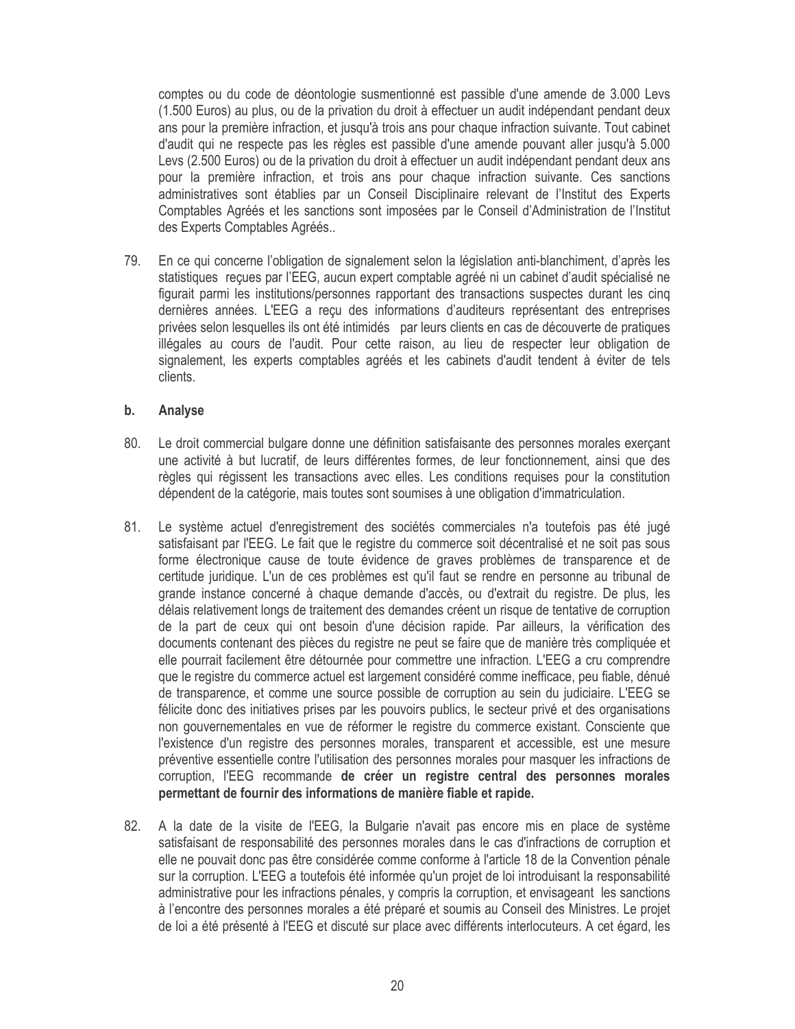comptes ou du code de déontologie susmentionné est passible d'une amende de 3.000 Levs (1.500 Euros) au plus, ou de la privation du droit à effectuer un audit indépendant pendant deux ans pour la première infraction, et jusqu'à trois ans pour chaque infraction suivante. Tout cabinet d'audit qui ne respecte pas les règles est passible d'une amende pouvant aller jusqu'à 5.000 Levs (2.500 Euros) ou de la privation du droit à effectuer un audit indépendant pendant deux ans pour la première infraction, et trois ans pour chaque infraction suivante. Ces sanctions administratives sont établies par un Conseil Disciplinaire relevant de l'Institut des Experts Comptables Agréés et les sanctions sont imposées par le Conseil d'Administration de l'Institut des Experts Comptables Agréés..

79. En ce qui concerne l'obligation de signalement selon la législation anti-blanchiment, d'après les statistiques reçues par l'EEG, aucun expert comptable agréé ni un cabinet d'audit spécialisé ne figurait parmi les institutions/personnes rapportant des transactions suspectes durant les cinq dernières années. L'EEG a reçu des informations d'auditeurs représentant des entreprises privées selon lesquelles ils ont été intimidés par leurs clients en cas de découverte de pratiques illégales au cours de l'audit. Pour cette raison, au lieu de respecter leur obligation de signalement, les experts comptables agréés et les cabinets d'audit tendent à éviter de tels clients.

**b. Analyse**

80. Le droit commercial bulgare donne une définition satisfaisante des personnes morales exerçant une activité à but lucratif, de leurs différentes formes, de leur fonctionnement, ainsi que des règles qui régissent les transactions avec elles. Les conditions requises pour la constitution dépendent de la catégorie, mais toutes sont soumises à une obligation d'immatriculation.

81. Le système actuel d'enregistrement des sociétés commerciales n'a toutefois pas été jugé satisfaisant par l'EEG. Le fait que le registre du commerce soit décentralisé et ne soit pas sous forme électronique cause de toute évidence de graves problèmes de transparence et de certitude juridique. L'un de ces problèmes est qu'il faut se rendre en personne au tribunal de grande instance concerné à chaque demande d'accès, ou d'extrait du registre. De plus, les délais relativement longs de traitement des demandes créent un risque de tentative de corruption de la part de ceux qui ont besoin d'une décision rapide. Par ailleurs, la vérification des documents contenant des pièces du registre ne peut se faire que de manière très compliquée et elle pourrait facilement être détournée pour commettre une infraction. L'EEG a cru comprendre que le registre du commerce actuel est largement considéré comme inefficace, peu fiable, dénué de transparence, et comme une source possible de corruption au sein du judiciaire. L'EEG se félicite donc des initiatives prises par les pouvoirs publics, le secteur privé et des organisations non gouvernementales en vue de réformer le registre du commerce existant. Consciente que l'existence d'un registre des personnes morales, transparent et accessible, est une mesure préventive essentielle contre l'utilisation des personnes morales pour masquer les infractions de corruption, l'EEG recommande **de créer un registre central des personnes morales permettant de fournir des informations de manière fiable et rapide.**

82. A la date de la visite de l'EEG, la Bulgarie n'avait pas encore mis en place de système satisfaisant de responsabilité des personnes morales dans le cas d'infractions de corruption et elle ne pouvait donc pas être considérée comme conforme à l'article 18 de la Convention pénale sur la corruption. L'EEG a toutefois été informée qu'un projet de loi introduisant la responsabilité administrative pour les infractions pénales, y compris la corruption, et envisageant les sanctions à l'encontre des personnes morales a été préparé et soumis au Conseil des Ministres. Le projet de loi a été présenté à l'EEG et discuté sur place avec différents interlocuteurs. A cet égard, les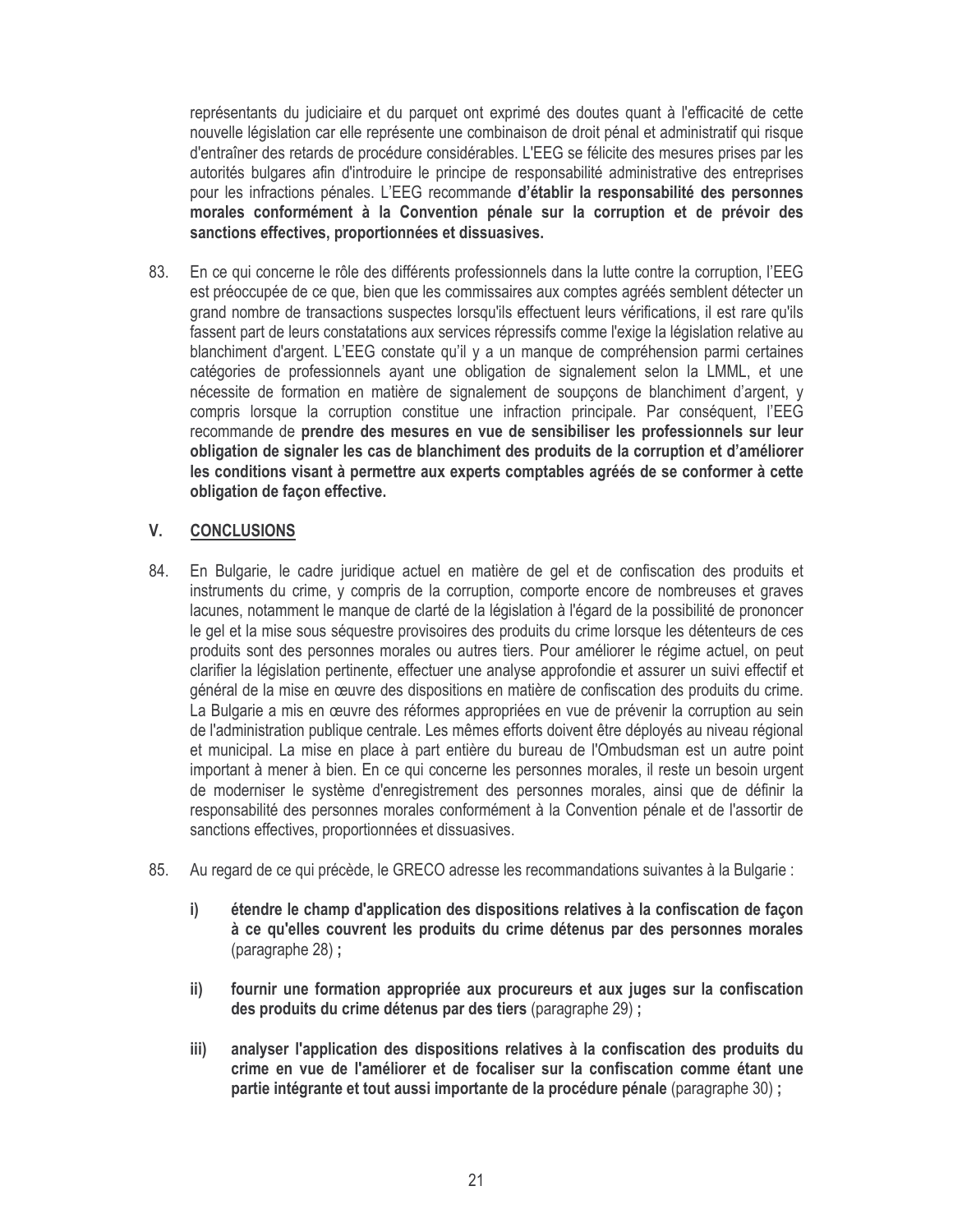représentants du judiciaire et du parquet ont exprimé des doutes quant à l'efficacité de cette nouvelle législation car elle représente une combinaison de droit pénal et administratif qui risque d'entraîner des retards de procédure considérables. L'EEG se félicite des mesures prises par les autorités bulgares afin d'introduire le principe de responsabilité administrative des entreprises pour les infractions pénales. L'EEG recommande **d'établir la responsabilité des personnes morales conformément à la Convention pénale sur la corruption et de prévoir des sanctions effectives, proportionnées et dissuasives.**

83. En ce qui concerne le rôle des différents professionnels dans la lutte contre la corruption, l'EEG est préoccupée de ce que, bien que les commissaires aux comptes agréés semblent détecter un grand nombre de transactions suspectes lorsqu'ils effectuent leurs vérifications, il est rare qu'ils fassent part de leurs constatations aux services répressifs comme l'exige la législation relative au blanchiment d'argent. L'EEG constate qu'il y a un manque de compréhension parmi certaines catégories de professionnels ayant une obligation de signalement selon la LMML, et une nécessite de formation en matière de signalement de soupçons de blanchiment d'argent, y compris lorsque la corruption constitue une infraction principale. Par conséquent, l'EEG recommande de **prendre des mesures en vue de sensibiliser les professionnels sur leur obligation de signaler les cas de blanchiment des produits de la corruption et d'améliorer les conditions visant à permettre aux experts comptables agréés de se conformer à cette obligation de façon effective.**

## V. CONCLUSIONS

84. En Bulgarie, le cadre juridique actuel en matière de gel et de confiscation des produits et instruments du crime, y compris de la corruption, comporte encore de nombreuses et graves lacunes, notamment le manque de clarté de la législation à l'égard de la possibilité de prononcer le gel et la mise sous séquestre provisoires des produits du crime lorsque les détenteurs de ces produits sont des personnes morales ou autres tiers. Pour améliorer le régime actuel, on peut clarifier la législation pertinente, effectuer une analyse approfondie et assurer un suivi effectif et général de la mise en œuvre des dispositions en matière de confiscation des produits du crime. La Bulgarie a mis en œuvre des réformes appropriées en vue de prévenir la corruption au sein de l'administration publique centrale. Les mêmes efforts doivent être déployés au niveau régional et municipal. La mise en place à part entière du bureau de l'Ombudsman est un autre point important à mener à bien. En ce qui concerne les personnes morales, il reste un besoin urgent de moderniser le système d'enregistrement des personnes morales, ainsi que de définir la responsabilité des personnes morales conformément à la Convention pénale et de l'assortir de sanctions effectives, proportionnées et dissuasives.

85. Au regard de ce qui précède, le GRECO adresse les recommandations suivantes à la Bulgarie :

i) **étendre le champ d'application des dispositions relatives à la confiscation de façon à ce qu'elles couvrent les produits du crime détenus par des personnes morales** (paragraphe 28) **;**

ii) **fournir une formation appropriée aux procureurs et aux juges sur la confiscation des produits du crime détenus par des tiers** (paragraphe 29) **;**

iii) **analyser l'application des dispositions relatives à la confiscation des produits du crime en vue de l'améliorer et de focaliser sur la confiscation comme étant une partie intégrante et tout aussi importante de la procédure pénale** (paragraphe 30) **;**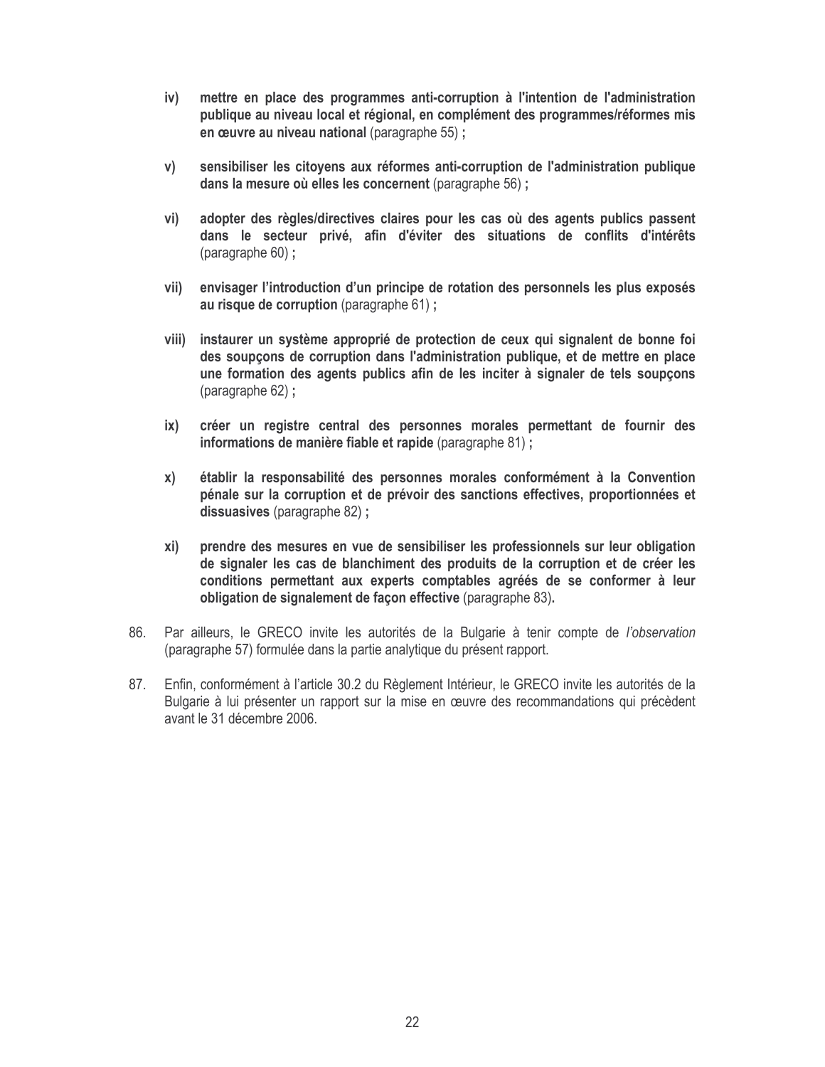iv) **mettre en place des programmes anti-corruption à l'intention de l'administration publique au niveau local et régional, en complément des programmes/réformes mis en œuvre au niveau national** (paragraphe 55) **;**

v) **sensibiliser les citoyens aux réformes anti-corruption de l'administration publique dans la mesure où elles les concernent** (paragraphe 56) **;**

vi) **adopter des règles/directives claires pour les cas où des agents publics passent dans le secteur privé, afin d'éviter des situations de conflits d'intérêts** (paragraphe 60) **;**

vii) **envisager l'introduction d'un principe de rotation des personnels les plus exposés au risque de corruption** (paragraphe 61) **;**

viii) **instaurer un système approprié de protection de ceux qui signalent de bonne foi des soupçons de corruption dans l'administration publique, et de mettre en place une formation des agents publics afin de les inciter à signaler de tels soupçons** (paragraphe 62) **;**

ix) **créer un registre central des personnes morales permettant de fournir des informations de manière fiable et rapide** (paragraphe 81) **;**

x) **établir la responsabilité des personnes morales conformément à la Convention pénale sur la corruption et de prévoir des sanctions effectives, proportionnées et dissuasives** (paragraphe 82) **;**

xi) **prendre des mesures en vue de sensibiliser les professionnels sur leur obligation de signaler les cas de blanchiment des produits de la corruption et de créer les conditions permettant aux experts comptables agréés de se conformer à leur obligation de signalement de façon effective** (paragraphe 83)**.**

86. Par ailleurs, le GRECO invite les autorités de la Bulgarie à tenir compte de *l'observation* (paragraphe 57) formulée dans la partie analytique du présent rapport.

87. Enfin, conformément à l'article 30.2 du Règlement Intérieur, le GRECO invite les autorités de la Bulgarie à lui présenter un rapport sur la mise en œuvre des recommandations qui précèdent avant le 31 décembre 2006.